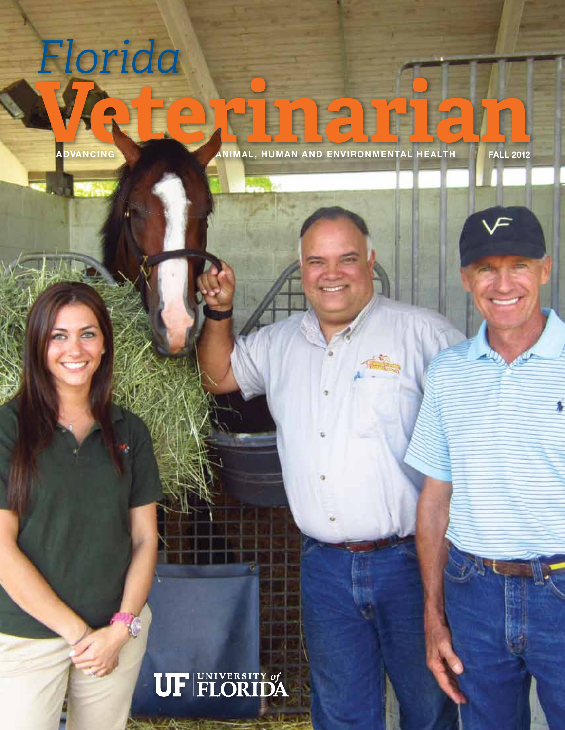# Florida Veterinarian

ADVANCING ANIMAL, HUMAN AND ENVIRONMENTAL HEALTH | FALL 2012

UF | UNIVERSITY of FLORIDA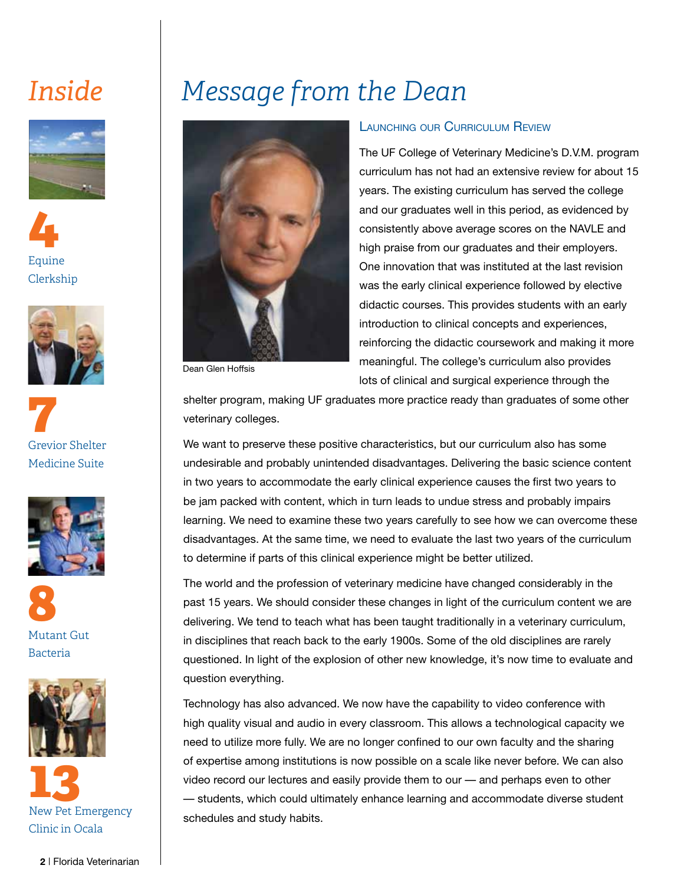# Inside

4
Equine Clerkship

7
Grevior Shelter Medicine Suite

8
Mutant Gut Bacteria

13
New Pet Emergency Clinic in Ocala

# Message from the Dean

Dean Glen Hoffsis

## Launching our Curriculum Review

The UF College of Veterinary Medicine's D.V.M. program curriculum has not had an extensive review for about 15 years. The existing curriculum has served the college and our graduates well in this period, as evidenced by consistently above average scores on the NAVLE and high praise from our graduates and their employers. One innovation that was instituted at the last revision was the early clinical experience followed by elective didactic courses. This provides students with an early introduction to clinical concepts and experiences, reinforcing the didactic coursework and making it more meaningful. The college's curriculum also provides lots of clinical and surgical experience through the shelter program, making UF graduates more practice ready than graduates of some other veterinary colleges.

We want to preserve these positive characteristics, but our curriculum also has some undesirable and probably unintended disadvantages. Delivering the basic science content in two years to accommodate the early clinical experience causes the first two years to be jam packed with content, which in turn leads to undue stress and probably impairs learning. We need to examine these two years carefully to see how we can overcome these disadvantages. At the same time, we need to evaluate the last two years of the curriculum to determine if parts of this clinical experience might be better utilized.

The world and the profession of veterinary medicine have changed considerably in the past 15 years. We should consider these changes in light of the curriculum content we are delivering. We tend to teach what has been taught traditionally in a veterinary curriculum, in disciplines that reach back to the early 1900s. Some of the old disciplines are rarely questioned. In light of the explosion of other new knowledge, it's now time to evaluate and question everything.

Technology has also advanced. We now have the capability to video conference with high quality visual and audio in every classroom. This allows a technological capacity we need to utilize more fully. We are no longer confined to our own faculty and the sharing of expertise among institutions is now possible on a scale like never before. We can also video record our lectures and easily provide them to our — and perhaps even to other — students, which could ultimately enhance learning and accommodate diverse student schedules and study habits.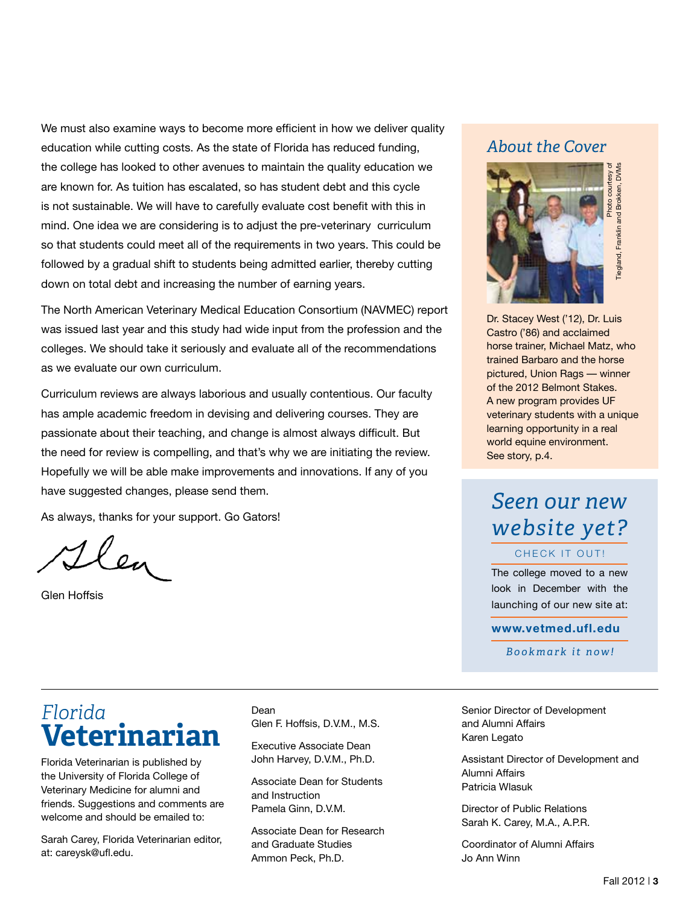We must also examine ways to become more efficient in how we deliver quality education while cutting costs. As the state of Florida has reduced funding, the college has looked to other avenues to maintain the quality education we are known for. As tuition has escalated, so has student debt and this cycle is not sustainable. We will have to carefully evaluate cost benefit with this in mind. One idea we are considering is to adjust the pre-veterinary curriculum so that students could meet all of the requirements in two years. This could be followed by a gradual shift to students being admitted earlier, thereby cutting down on total debt and increasing the number of earning years.

The North American Veterinary Medical Education Consortium (NAVMEC) report was issued last year and this study had wide input from the profession and the colleges. We should take it seriously and evaluate all of the recommendations as we evaluate our own curriculum.

Curriculum reviews are always laborious and usually contentious. Our faculty has ample academic freedom in devising and delivering courses. They are passionate about their teaching, and change is almost always difficult. But the need for review is compelling, and that's why we are initiating the review. Hopefully we will be able make improvements and innovations. If any of you have suggested changes, please send them.

As always, thanks for your support. Go Gators!

Glen

Glen Hoffsis

## *About the Cover*

Photo courtesy of Tiegland, Franklin and Brokken, DVMs

Dr. Stacey West ('12), Dr. Luis Castro ('86) and acclaimed horse trainer, Michael Matz, who trained Barbaro and the horse pictured, Union Rags — winner of the 2012 Belmont Stakes. A new program provides UF veterinary students with a unique learning opportunity in a real world equine environment. See story, p.4.

## *Seen our new website yet?*

CHECK IT OUT!

The college moved to a new look in December with the launching of our new site at:

**www.vetmed.ufl.edu**

*Bookmark it now!*

---

# *Florida* **Veterinarian**

Florida Veterinarian is published by the University of Florida College of Veterinary Medicine for alumni and friends. Suggestions and comments are welcome and should be emailed to:

Sarah Carey, Florida Veterinarian editor, at: careysk@ufl.edu.

Dean
Glen F. Hoffsis, D.V.M., M.S.

Executive Associate Dean
John Harvey, D.V.M., Ph.D.

Associate Dean for Students and Instruction
Pamela Ginn, D.V.M.

Associate Dean for Research and Graduate Studies
Ammon Peck, Ph.D.

Senior Director of Development and Alumni Affairs
Karen Legato

Assistant Director of Development and Alumni Affairs
Patricia Wlasuk

Director of Public Relations
Sarah K. Carey, M.A., A.P.R.

Coordinator of Alumni Affairs
Jo Ann Winn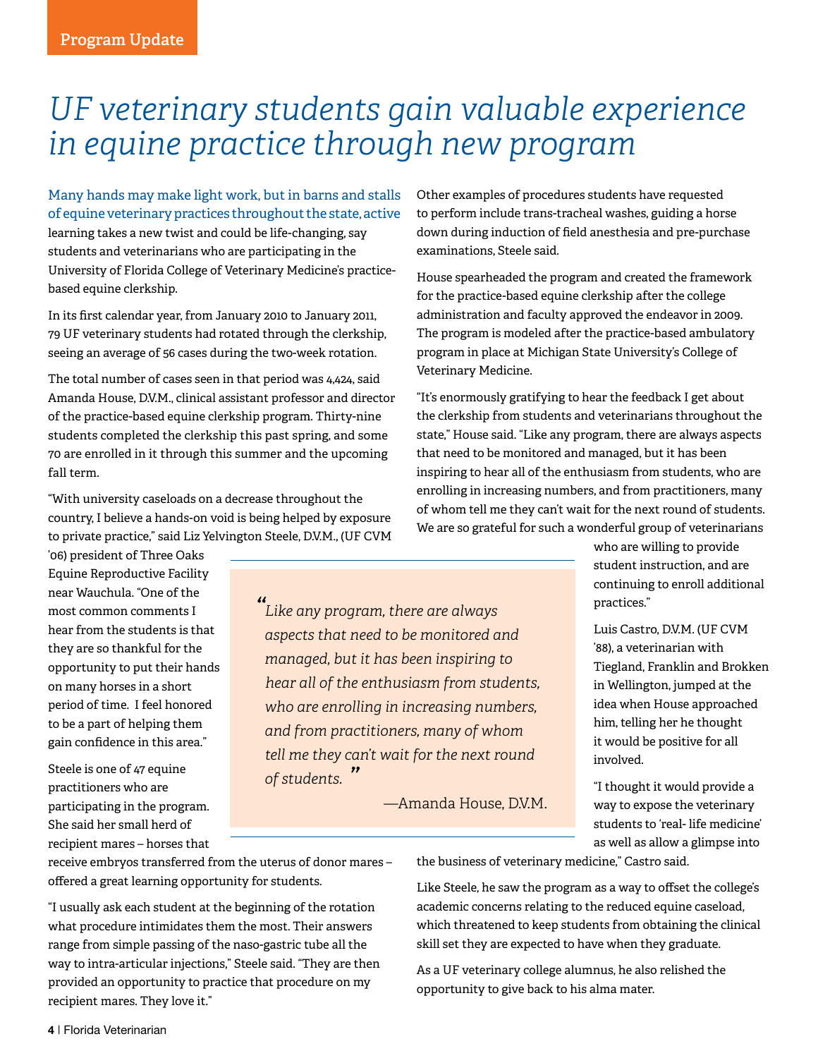Program Update

# UF veterinary students gain valuable experience in equine practice through new program

Many hands may make light work, but in barns and stalls of equine veterinary practices throughout the state, active learning takes a new twist and could be life-changing, say students and veterinarians who are participating in the University of Florida College of Veterinary Medicine's practice-based equine clerkship.

In its first calendar year, from January 2010 to January 2011, 79 UF veterinary students had rotated through the clerkship, seeing an average of 56 cases during the two-week rotation.

The total number of cases seen in that period was 4,424, said Amanda House, D.V.M., clinical assistant professor and director of the practice-based equine clerkship program. Thirty-nine students completed the clerkship this past spring, and some 70 are enrolled in it through this summer and the upcoming fall term.

"With university caseloads on a decrease throughout the country, I believe a hands-on void is being helped by exposure to private practice," said Liz Yelvington Steele, D.V.M., (UF CVM '06) president of Three Oaks Equine Reproductive Facility near Wauchula. "One of the most common comments I hear from the students is that they are so thankful for the opportunity to put their hands on many horses in a short period of time. I feel honored to be a part of helping them gain confidence in this area."

Steele is one of 47 equine practitioners who are participating in the program. She said her small herd of recipient mares – horses that receive embryos transferred from the uterus of donor mares – offered a great learning opportunity for students.

"I usually ask each student at the beginning of the rotation what procedure intimidates them the most. Their answers range from simple passing of the naso-gastric tube all the way to intra-articular injections," Steele said. "They are then provided an opportunity to practice that procedure on my recipient mares. They love it."

Other examples of procedures students have requested to perform include trans-tracheal washes, guiding a horse down during induction of field anesthesia and pre-purchase examinations, Steele said.

House spearheaded the program and created the framework for the practice-based equine clerkship after the college administration and faculty approved the endeavor in 2009. The program is modeled after the practice-based ambulatory program in place at Michigan State University's College of Veterinary Medicine.

"It's enormously gratifying to hear the feedback I get about the clerkship from students and veterinarians throughout the state," House said. "Like any program, there are always aspects that need to be monitored and managed, but it has been inspiring to hear all of the enthusiasm from students, who are enrolling in increasing numbers, and from practitioners, many of whom tell me they can't wait for the next round of students. We are so grateful for such a wonderful group of veterinarians who are willing to provide student instruction, and are continuing to enroll additional practices."

> *"Like any program, there are always aspects that need to be monitored and managed, but it has been inspiring to hear all of the enthusiasm from students, who are enrolling in increasing numbers, and from practitioners, many of whom tell me they can't wait for the next round of students."*
>
> —Amanda House, D.V.M.

Luis Castro, D.V.M. (UF CVM '88), a veterinarian with Tiegland, Franklin and Brokken in Wellington, jumped at the idea when House approached him, telling her he thought it would be positive for all involved.

"I thought it would provide a way to expose the veterinary students to 'real- life medicine' as well as allow a glimpse into the business of veterinary medicine," Castro said.

Like Steele, he saw the program as a way to offset the college's academic concerns relating to the reduced equine caseload, which threatened to keep students from obtaining the clinical skill set they are expected to have when they graduate.

As a UF veterinary college alumnus, he also relished the opportunity to give back to his alma mater.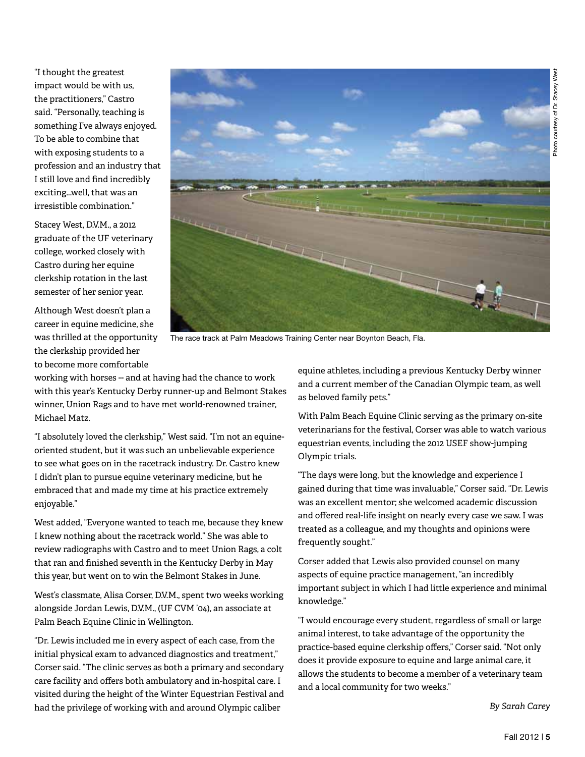"I thought the greatest impact would be with us, the practitioners," Castro said. "Personally, teaching is something I've always enjoyed. To be able to combine that with exposing students to a profession and an industry that I still love and find incredibly exciting...well, that was an irresistible combination."

Stacey West, D.V.M., a 2012 graduate of the UF veterinary college, worked closely with Castro during her equine clerkship rotation in the last semester of her senior year.

Although West doesn't plan a career in equine medicine, she was thrilled at the opportunity the clerkship provided her to become more comfortable working with horses -- and at having had the chance to work with this year's Kentucky Derby runner-up and Belmont Stakes winner, Union Rags and to have met world-renowned trainer, Michael Matz.

"I absolutely loved the clerkship," West said. "I'm not an equine-oriented student, but it was such an unbelievable experience to see what goes on in the racetrack industry. Dr. Castro knew I didn't plan to pursue equine veterinary medicine, but he embraced that and made my time at his practice extremely enjoyable."

West added, "Everyone wanted to teach me, because they knew I knew nothing about the racetrack world." She was able to review radiographs with Castro and to meet Union Rags, a colt that ran and finished seventh in the Kentucky Derby in May this year, but went on to win the Belmont Stakes in June.

West's classmate, Alisa Corser, D.V.M., spent two weeks working alongside Jordan Lewis, D.V.M., (UF CVM '04), an associate at Palm Beach Equine Clinic in Wellington.

"Dr. Lewis included me in every aspect of each case, from the initial physical exam to advanced diagnostics and treatment," Corser said. "The clinic serves as both a primary and secondary care facility and offers both ambulatory and in-hospital care. I visited during the height of the Winter Equestrian Festival and had the privilege of working with and around Olympic caliber equine athletes, including a previous Kentucky Derby winner and a current member of the Canadian Olympic team, as well as beloved family pets."

With Palm Beach Equine Clinic serving as the primary on-site veterinarians for the festival, Corser was able to watch various equestrian events, including the 2012 USEF show-jumping Olympic trials.

"The days were long, but the knowledge and experience I gained during that time was invaluable," Corser said. "Dr. Lewis was an excellent mentor; she welcomed academic discussion and offered real-life insight on nearly every case we saw. I was treated as a colleague, and my thoughts and opinions were frequently sought."

Corser added that Lewis also provided counsel on many aspects of equine practice management, "an incredibly important subject in which I had little experience and minimal knowledge."

"I would encourage every student, regardless of small or large animal interest, to take advantage of the opportunity the practice-based equine clerkship offers," Corser said. "Not only does it provide exposure to equine and large animal care, it allows the students to become a member of a veterinary team and a local community for two weeks."

*By Sarah Carey*

Photo courtesy of Dr. Stacey West

The race track at Palm Meadows Training Center near Boynton Beach, Fla.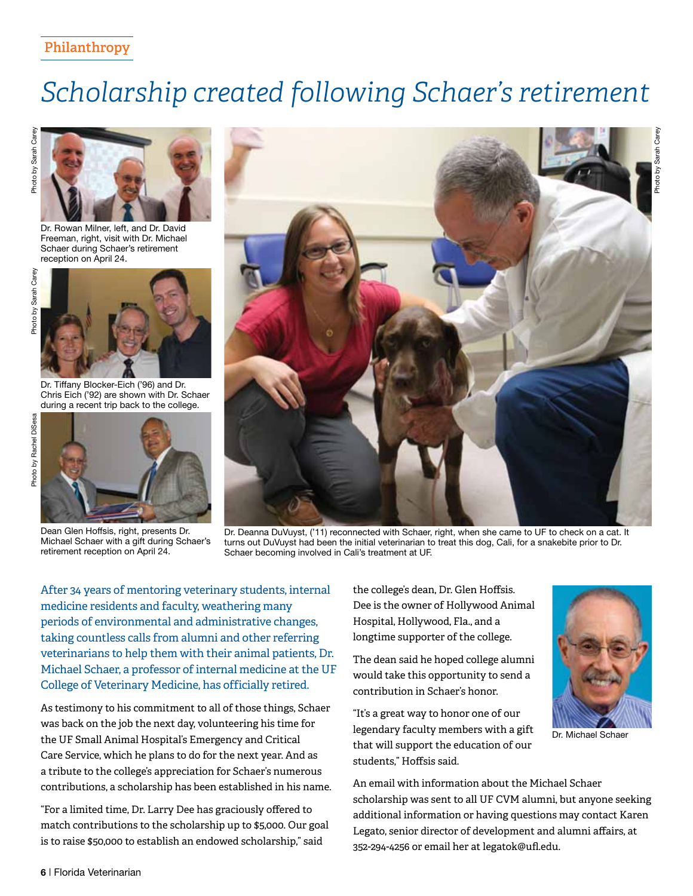Philanthropy

# *Scholarship created following Schaer's retirement*

Dr. Rowan Milner, left, and Dr. David Freeman, right, visit with Dr. Michael Schaer during Schaer's retirement reception on April 24.

Dr. Tiffany Blocker-Eich ('96) and Dr. Chris Eich ('92) are shown with Dr. Schaer during a recent trip back to the college.

Dean Glen Hoffsis, right, presents Dr. Michael Schaer with a gift during Schaer's retirement reception on April 24.

Dr. Deanna DuVuyst, ('11) reconnected with Schaer, right, when she came to UF to check on a cat. It turns out DuVuyst had been the initial veterinarian to treat this dog, Cali, for a snakebite prior to Dr. Schaer becoming involved in Cali's treatment at UF.

After 34 years of mentoring veterinary students, internal medicine residents and faculty, weathering many periods of environmental and administrative changes, taking countless calls from alumni and other referring veterinarians to help them with their animal patients, Dr. Michael Schaer, a professor of internal medicine at the UF College of Veterinary Medicine, has officially retired.

As testimony to his commitment to all of those things, Schaer was back on the job the next day, volunteering his time for the UF Small Animal Hospital's Emergency and Critical Care Service, which he plans to do for the next year. And as a tribute to the college's appreciation for Schaer's numerous contributions, a scholarship has been established in his name.

"For a limited time, Dr. Larry Dee has graciously offered to match contributions to the scholarship up to $5,000. Our goal is to raise $50,000 to establish an endowed scholarship," said the college's dean, Dr. Glen Hoffsis. Dee is the owner of Hollywood Animal Hospital, Hollywood, Fla., and a longtime supporter of the college.

The dean said he hoped college alumni would take this opportunity to send a contribution in Schaer's honor.

"It's a great way to honor one of our legendary faculty members with a gift that will support the education of our students," Hoffsis said.

Dr. Michael Schaer

An email with information about the Michael Schaer scholarship was sent to all UF CVM alumni, but anyone seeking additional information or having questions may contact Karen Legato, senior director of development and alumni affairs, at 352-294-4256 or email her at legatok@ufl.edu.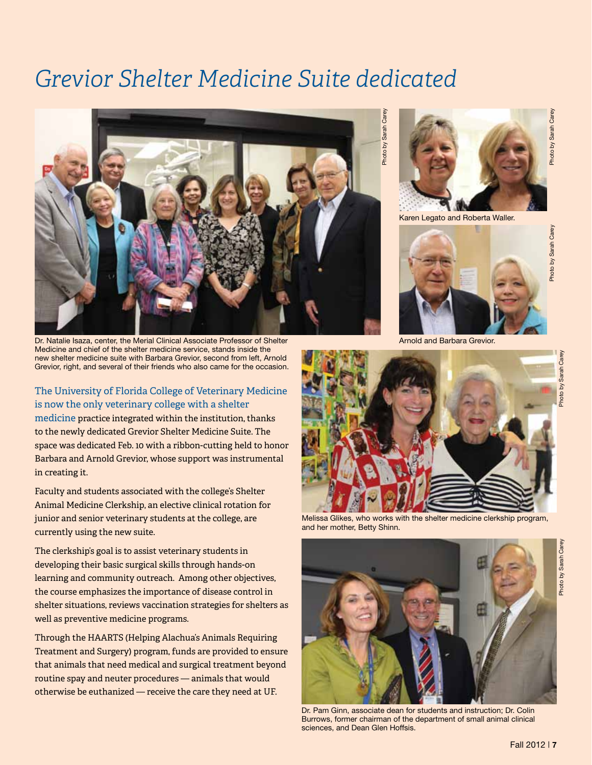# *Grevior Shelter Medicine Suite dedicated*

Photo by Sarah Carey

Dr. Natalie Isaza, center, the Merial Clinical Associate Professor of Shelter Medicine and chief of the shelter medicine service, stands inside the new shelter medicine suite with Barbara Grevior, second from left, Arnold Grevior, right, and several of their friends who also came for the occasion.

The University of Florida College of Veterinary Medicine is now the only veterinary college with a shelter medicine practice integrated within the institution, thanks to the newly dedicated Grevior Shelter Medicine Suite. The space was dedicated Feb. 10 with a ribbon-cutting held to honor Barbara and Arnold Grevior, whose support was instrumental in creating it.

Faculty and students associated with the college's Shelter Animal Medicine Clerkship, an elective clinical rotation for junior and senior veterinary students at the college, are currently using the new suite.

The clerkship's goal is to assist veterinary students in developing their basic surgical skills through hands-on learning and community outreach. Among other objectives, the course emphasizes the importance of disease control in shelter situations, reviews vaccination strategies for shelters as well as preventive medicine programs.

Through the HAARTS (Helping Alachua's Animals Requiring Treatment and Surgery) program, funds are provided to ensure that animals that need medical and surgical treatment beyond routine spay and neuter procedures — animals that would otherwise be euthanized — receive the care they need at UF.

Photo by Sarah Carey

Karen Legato and Roberta Waller.

Photo by Sarah Carey

Arnold and Barbara Grevior.

Photo by Sarah Carey

Melissa Glikes, who works with the shelter medicine clerkship program, and her mother, Betty Shinn.

Photo by Sarah Carey

Dr. Pam Ginn, associate dean for students and instruction; Dr. Colin Burrows, former chairman of the department of small animal clinical sciences, and Dean Glen Hoffsis.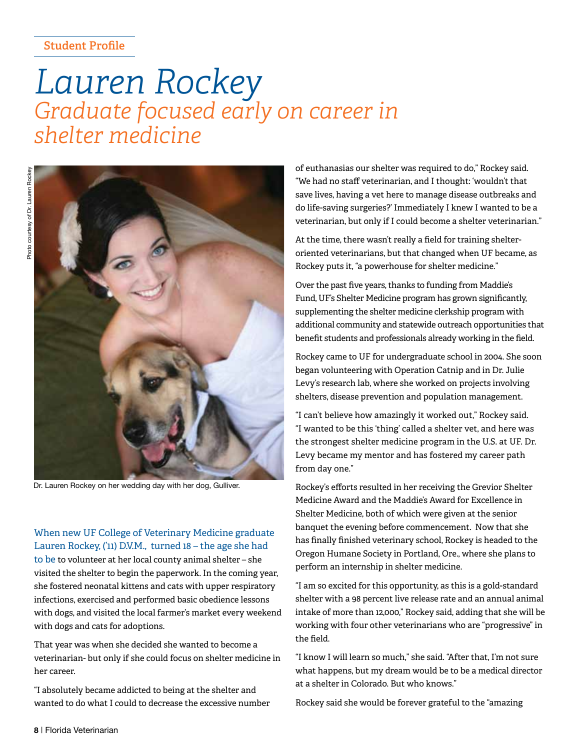Student Profile

# Lauren Rockey

## *Graduate focused early on career in shelter medicine*

Photo courtesy of Dr. Lauren Rockey

Dr. Lauren Rockey on her wedding day with her dog, Gulliver.

When new UF College of Veterinary Medicine graduate Lauren Rockey, ('11) D.V.M., turned 18 – the age she had to be to volunteer at her local county animal shelter – she visited the shelter to begin the paperwork. In the coming year, she fostered neonatal kittens and cats with upper respiratory infections, exercised and performed basic obedience lessons with dogs, and visited the local farmer's market every weekend with dogs and cats for adoptions.

That year was when she decided she wanted to become a veterinarian- but only if she could focus on shelter medicine in her career.

"I absolutely became addicted to being at the shelter and wanted to do what I could to decrease the excessive number of euthanasias our shelter was required to do," Rockey said. "We had no staff veterinarian, and I thought: 'wouldn't that save lives, having a vet here to manage disease outbreaks and do life-saving surgeries?' Immediately I knew I wanted to be a veterinarian, but only if I could become a shelter veterinarian."

At the time, there wasn't really a field for training shelter-oriented veterinarians, but that changed when UF became, as Rockey puts it, "a powerhouse for shelter medicine."

Over the past five years, thanks to funding from Maddie's Fund, UF's Shelter Medicine program has grown significantly, supplementing the shelter medicine clerkship program with additional community and statewide outreach opportunities that benefit students and professionals already working in the field.

Rockey came to UF for undergraduate school in 2004. She soon began volunteering with Operation Catnip and in Dr. Julie Levy's research lab, where she worked on projects involving shelters, disease prevention and population management.

"I can't believe how amazingly it worked out," Rockey said. "I wanted to be this 'thing' called a shelter vet, and here was the strongest shelter medicine program in the U.S. at UF. Dr. Levy became my mentor and has fostered my career path from day one."

Rockey's efforts resulted in her receiving the Grevior Shelter Medicine Award and the Maddie's Award for Excellence in Shelter Medicine, both of which were given at the senior banquet the evening before commencement. Now that she has finally finished veterinary school, Rockey is headed to the Oregon Humane Society in Portland, Ore., where she plans to perform an internship in shelter medicine.

"I am so excited for this opportunity, as this is a gold-standard shelter with a 98 percent live release rate and an annual animal intake of more than 12,000," Rockey said, adding that she will be working with four other veterinarians who are "progressive" in the field.

"I know I will learn so much," she said. "After that, I'm not sure what happens, but my dream would be to be a medical director at a shelter in Colorado. But who knows."

Rockey said she would be forever grateful to the "amazing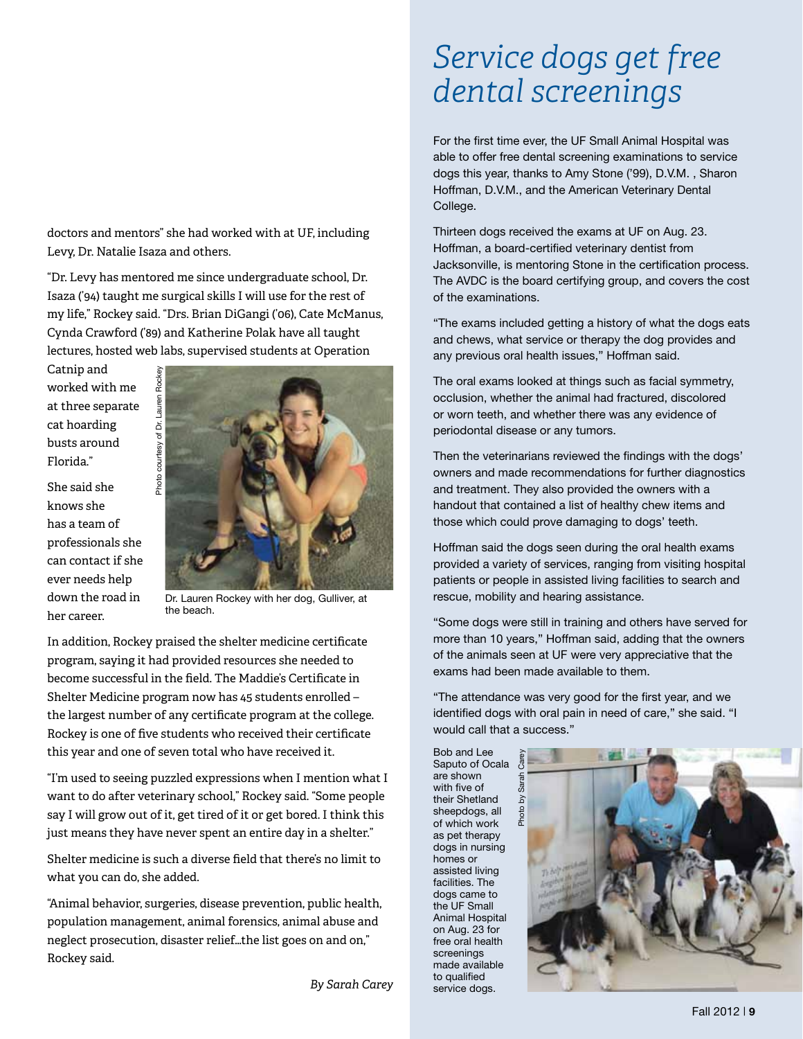doctors and mentors" she had worked with at UF, including Levy, Dr. Natalie Isaza and others.

"Dr. Levy has mentored me since undergraduate school, Dr. Isaza ('94) taught me surgical skills I will use for the rest of my life," Rockey said. "Drs. Brian DiGangi ('06), Cate McManus, Cynda Crawford ('89) and Katherine Polak have all taught lectures, hosted web labs, supervised students at Operation Catnip and worked with me at three separate cat hoarding busts around Florida."

She said she knows she has a team of professionals she can contact if she ever needs help down the road in her career.

Photo courtesy of Dr. Lauren Rockey

Dr. Lauren Rockey with her dog, Gulliver, at the beach.

In addition, Rockey praised the shelter medicine certificate program, saying it had provided resources she needed to become successful in the field. The Maddie's Certificate in Shelter Medicine program now has 45 students enrolled – the largest number of any certificate program at the college. Rockey is one of five students who received their certificate this year and one of seven total who have received it.

"I'm used to seeing puzzled expressions when I mention what I want to do after veterinary school," Rockey said. "Some people say I will grow out of it, get tired of it or get bored. I think this just means they have never spent an entire day in a shelter."

Shelter medicine is such a diverse field that there's no limit to what you can do, she added.

"Animal behavior, surgeries, disease prevention, public health, population management, animal forensics, animal abuse and neglect prosecution, disaster relief...the list goes on and on," Rockey said.

*By Sarah Carey*

# *Service dogs get free dental screenings*

For the first time ever, the UF Small Animal Hospital was able to offer free dental screening examinations to service dogs this year, thanks to Amy Stone ('99), D.V.M. , Sharon Hoffman, D.V.M., and the American Veterinary Dental College.

Thirteen dogs received the exams at UF on Aug. 23. Hoffman, a board-certified veterinary dentist from Jacksonville, is mentoring Stone in the certification process. The AVDC is the board certifying group, and covers the cost of the examinations.

"The exams included getting a history of what the dogs eats and chews, what service or therapy the dog provides and any previous oral health issues," Hoffman said.

The oral exams looked at things such as facial symmetry, occlusion, whether the animal had fractured, discolored or worn teeth, and whether there was any evidence of periodontal disease or any tumors.

Then the veterinarians reviewed the findings with the dogs' owners and made recommendations for further diagnostics and treatment. They also provided the owners with a handout that contained a list of healthy chew items and those which could prove damaging to dogs' teeth.

Hoffman said the dogs seen during the oral health exams provided a variety of services, ranging from visiting hospital patients or people in assisted living facilities to search and rescue, mobility and hearing assistance.

"Some dogs were still in training and others have served for more than 10 years," Hoffman said, adding that the owners of the animals seen at UF were very appreciative that the exams had been made available to them.

"The attendance was very good for the first year, and we identified dogs with oral pain in need of care," she said. "I would call that a success."

Photo by Sarah Carey

Bob and Lee Saputo of Ocala are shown with five of their Shetland sheepdogs, all of which work as pet therapy dogs in nursing homes or assisted living facilities. The dogs came to the UF Small Animal Hospital on Aug. 23 for free oral health screenings made available to qualified service dogs.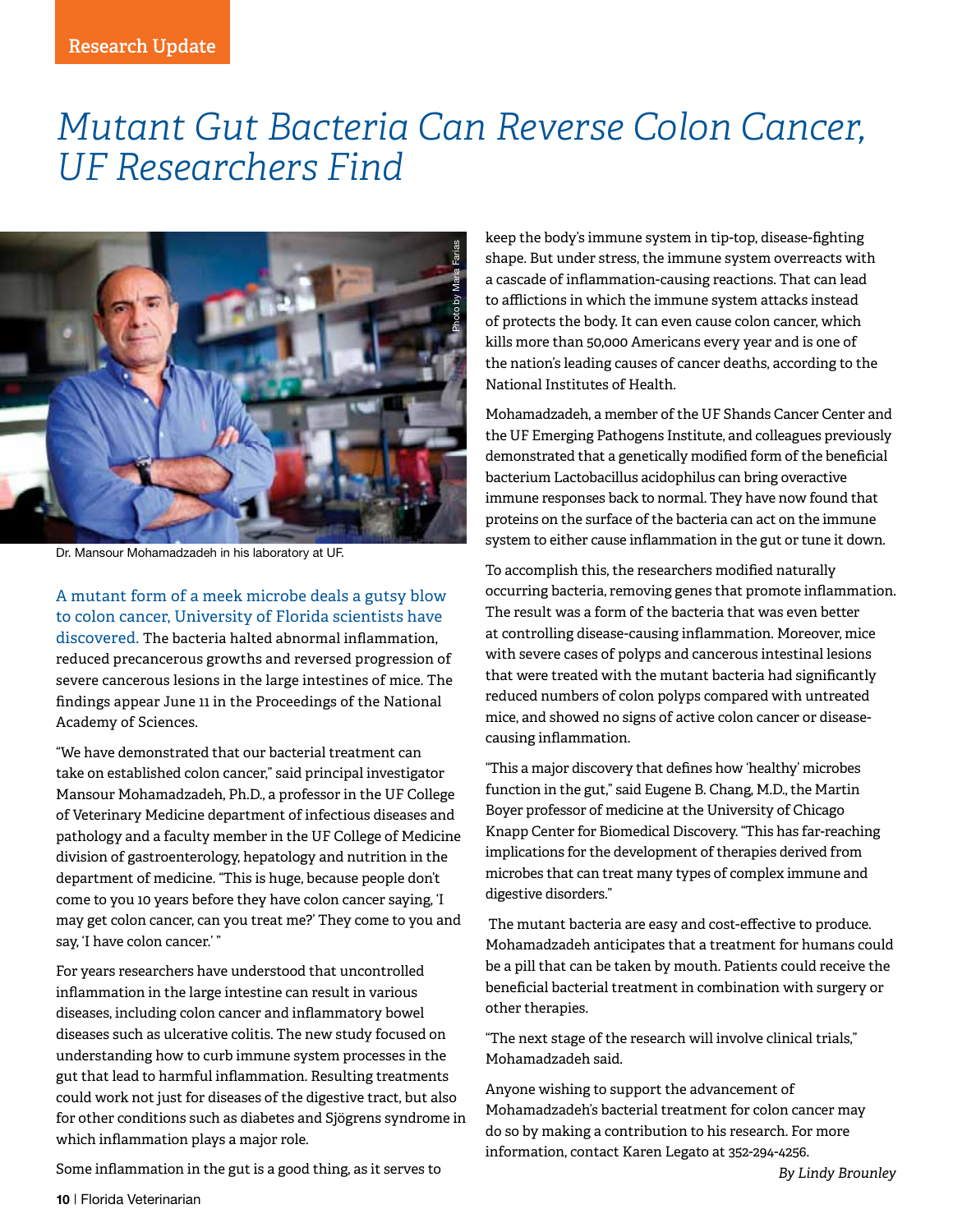Research Update

# *Mutant Gut Bacteria Can Reverse Colon Cancer, UF Researchers Find*

Photo by Maria Farias

Dr. Mansour Mohamadzadeh in his laboratory at UF.

A mutant form of a meek microbe deals a gutsy blow to colon cancer, University of Florida scientists have discovered. The bacteria halted abnormal inflammation, reduced precancerous growths and reversed progression of severe cancerous lesions in the large intestines of mice. The findings appear June 11 in the Proceedings of the National Academy of Sciences.

"We have demonstrated that our bacterial treatment can take on established colon cancer," said principal investigator Mansour Mohamadzadeh, Ph.D., a professor in the UF College of Veterinary Medicine department of infectious diseases and pathology and a faculty member in the UF College of Medicine division of gastroenterology, hepatology and nutrition in the department of medicine. "This is huge, because people don't come to you 10 years before they have colon cancer saying, 'I may get colon cancer, can you treat me?' They come to you and say, 'I have colon cancer.' "

For years researchers have understood that uncontrolled inflammation in the large intestine can result in various diseases, including colon cancer and inflammatory bowel diseases such as ulcerative colitis. The new study focused on understanding how to curb immune system processes in the gut that lead to harmful inflammation. Resulting treatments could work not just for diseases of the digestive tract, but also for other conditions such as diabetes and Sjögrens syndrome in which inflammation plays a major role.

Some inflammation in the gut is a good thing, as it serves to keep the body's immune system in tip-top, disease-fighting shape. But under stress, the immune system overreacts with a cascade of inflammation-causing reactions. That can lead to afflictions in which the immune system attacks instead of protects the body. It can even cause colon cancer, which kills more than 50,000 Americans every year and is one of the nation's leading causes of cancer deaths, according to the National Institutes of Health.

Mohamadzadeh, a member of the UF Shands Cancer Center and the UF Emerging Pathogens Institute, and colleagues previously demonstrated that a genetically modified form of the beneficial bacterium Lactobacillus acidophilus can bring overactive immune responses back to normal. They have now found that proteins on the surface of the bacteria can act on the immune system to either cause inflammation in the gut or tune it down.

To accomplish this, the researchers modified naturally occurring bacteria, removing genes that promote inflammation. The result was a form of the bacteria that was even better at controlling disease-causing inflammation. Moreover, mice with severe cases of polyps and cancerous intestinal lesions that were treated with the mutant bacteria had significantly reduced numbers of colon polyps compared with untreated mice, and showed no signs of active colon cancer or disease-causing inflammation.

"This a major discovery that defines how 'healthy' microbes function in the gut," said Eugene B. Chang, M.D., the Martin Boyer professor of medicine at the University of Chicago Knapp Center for Biomedical Discovery. "This has far-reaching implications for the development of therapies derived from microbes that can treat many types of complex immune and digestive disorders."

The mutant bacteria are easy and cost-effective to produce. Mohamadzadeh anticipates that a treatment for humans could be a pill that can be taken by mouth. Patients could receive the beneficial bacterial treatment in combination with surgery or other therapies.

"The next stage of the research will involve clinical trials," Mohamadzadeh said.

Anyone wishing to support the advancement of Mohamadzadeh's bacterial treatment for colon cancer may do so by making a contribution to his research. For more information, contact Karen Legato at 352-294-4256.

*By Lindy Brounley*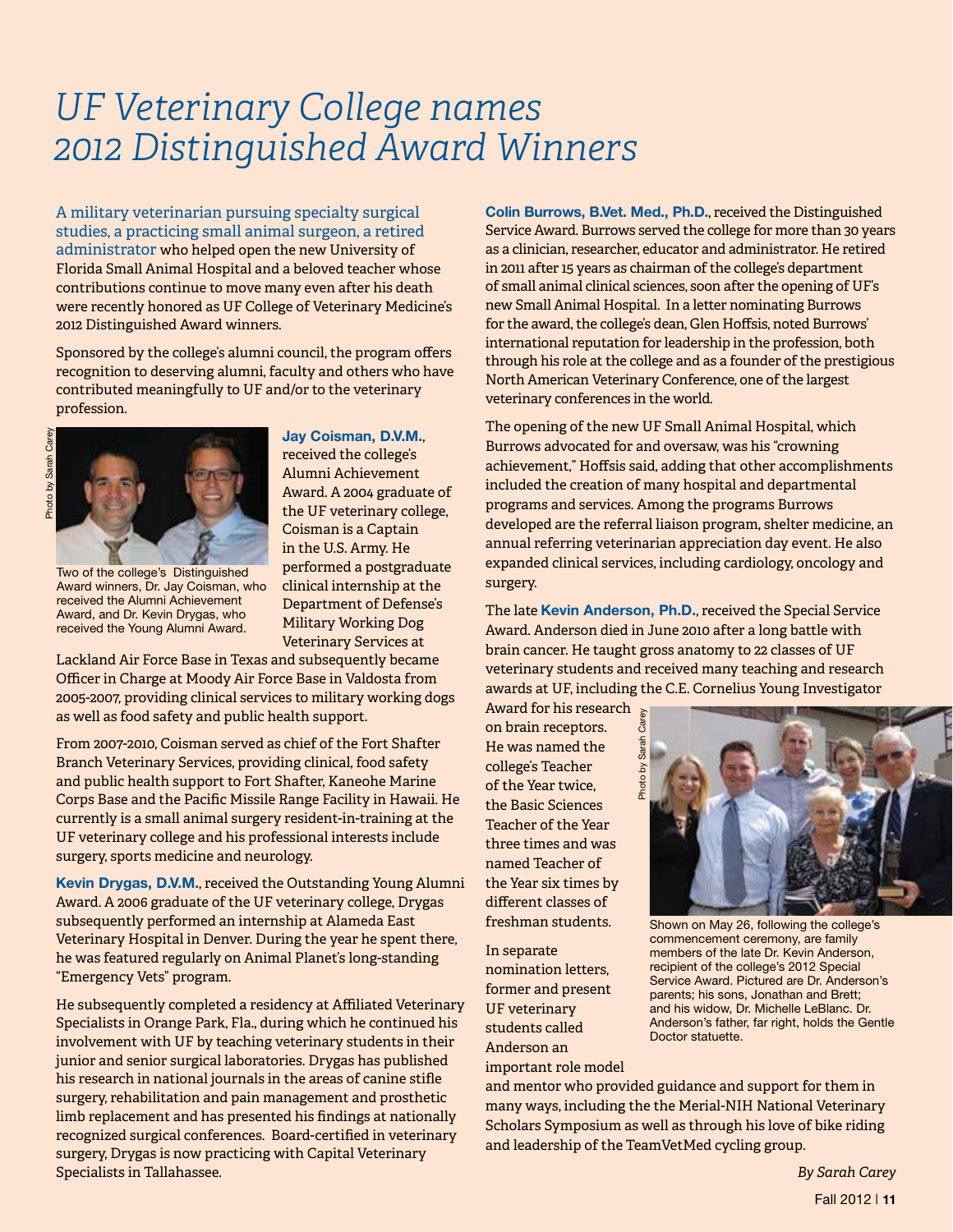# *UF Veterinary College names 2012 Distinguished Award Winners*

A military veterinarian pursuing specialty surgical studies, a practicing small animal surgeon, a retired administrator who helped open the new University of Florida Small Animal Hospital and a beloved teacher whose contributions continue to move many even after his death were recently honored as UF College of Veterinary Medicine's 2012 Distinguished Award winners.

Sponsored by the college's alumni council, the program offers recognition to deserving alumni, faculty and others who have contributed meaningfully to UF and/or to the veterinary profession.

Photo by Sarah Carey

Two of the college's Distinguished Award winners, Dr. Jay Coisman, who received the Alumni Achievement Award, and Dr. Kevin Drygas, who received the Young Alumni Award.

**Jay Coisman, D.V.M.**, received the college's Alumni Achievement Award. A 2004 graduate of the UF veterinary college, Coisman is a Captain in the U.S. Army. He performed a postgraduate clinical internship at the Department of Defense's Military Working Dog Veterinary Services at Lackland Air Force Base in Texas and subsequently became Officer in Charge at Moody Air Force Base in Valdosta from 2005-2007, providing clinical services to military working dogs as well as food safety and public health support.

From 2007-2010, Coisman served as chief of the Fort Shafter Branch Veterinary Services, providing clinical, food safety and public health support to Fort Shafter, Kaneohe Marine Corps Base and the Pacific Missile Range Facility in Hawaii. He currently is a small animal surgery resident-in-training at the UF veterinary college and his professional interests include surgery, sports medicine and neurology.

**Kevin Drygas, D.V.M.**, received the Outstanding Young Alumni Award. A 2006 graduate of the UF veterinary college, Drygas subsequently performed an internship at Alameda East Veterinary Hospital in Denver. During the year he spent there, he was featured regularly on Animal Planet's long-standing "Emergency Vets" program.

He subsequently completed a residency at Affiliated Veterinary Specialists in Orange Park, Fla., during which he continued his involvement with UF by teaching veterinary students in their junior and senior surgical laboratories. Drygas has published his research in national journals in the areas of canine stifle surgery, rehabilitation and pain management and prosthetic limb replacement and has presented his findings at nationally recognized surgical conferences. Board-certified in veterinary surgery, Drygas is now practicing with Capital Veterinary Specialists in Tallahassee.

**Colin Burrows, B.Vet. Med., Ph.D.**, received the Distinguished Service Award. Burrows served the college for more than 30 years as a clinician, researcher, educator and administrator. He retired in 2011 after 15 years as chairman of the college's department of small animal clinical sciences, soon after the opening of UF's new Small Animal Hospital. In a letter nominating Burrows for the award, the college's dean, Glen Hoffsis, noted Burrows' international reputation for leadership in the profession, both through his role at the college and as a founder of the prestigious North American Veterinary Conference, one of the largest veterinary conferences in the world.

The opening of the new UF Small Animal Hospital, which Burrows advocated for and oversaw, was his "crowning achievement," Hoffsis said, adding that other accomplishments included the creation of many hospital and departmental programs and services. Among the programs Burrows developed are the referral liaison program, shelter medicine, an annual referring veterinarian appreciation day event. He also expanded clinical services, including cardiology, oncology and surgery.

The late **Kevin Anderson, Ph.D.**, received the Special Service Award. Anderson died in June 2010 after a long battle with brain cancer. He taught gross anatomy to 22 classes of UF veterinary students and received many teaching and research awards at UF, including the C.E. Cornelius Young Investigator Award for his research on brain receptors. He was named the college's Teacher of the Year twice, the Basic Sciences Teacher of the Year three times and was named Teacher of the Year six times by different classes of freshman students.

Photo by Sarah Carey

Shown on May 26, following the college's commencement ceremony, are family members of the late Dr. Kevin Anderson, recipient of the college's 2012 Special Service Award. Pictured are Dr. Anderson's parents; his sons, Jonathan and Brett; and his widow, Dr. Michelle LeBlanc. Dr. Anderson's father, far right, holds the Gentle Doctor statuette.

In separate nomination letters, former and present UF veterinary students called Anderson an important role model and mentor who provided guidance and support for them in many ways, including the the Merial-NIH National Veterinary Scholars Symposium as well as through his love of bike riding and leadership of the TeamVetMed cycling group.

*By Sarah Carey*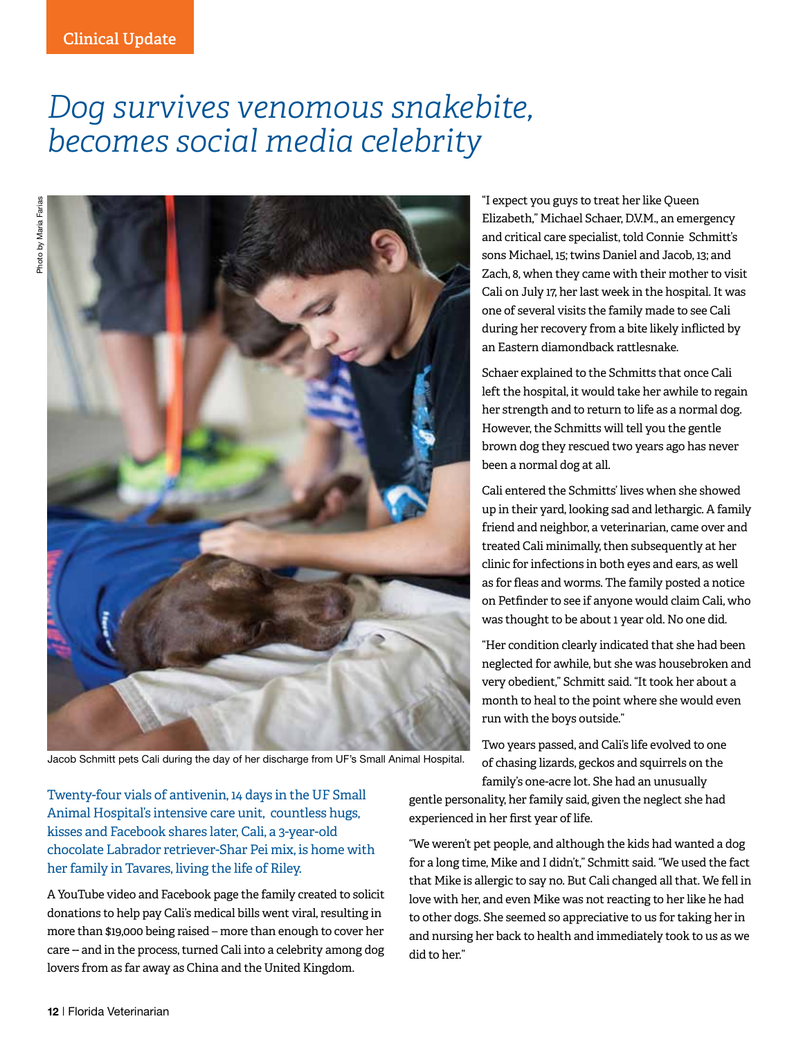Clinical Update

# *Dog survives venomous snakebite, becomes social media celebrity*

Photo by Maria Farias

Jacob Schmitt pets Cali during the day of her discharge from UF's Small Animal Hospital.

Twenty-four vials of antivenin, 14 days in the UF Small Animal Hospital's intensive care unit, countless hugs, kisses and Facebook shares later, Cali, a 3-year-old chocolate Labrador retriever-Shar Pei mix, is home with her family in Tavares, living the life of Riley.

A YouTube video and Facebook page the family created to solicit donations to help pay Cali's medical bills went viral, resulting in more than $19,000 being raised – more than enough to cover her care – and in the process, turned Cali into a celebrity among dog lovers from as far away as China and the United Kingdom.

"I expect you guys to treat her like Queen Elizabeth," Michael Schaer, D.V.M., an emergency and critical care specialist, told Connie Schmitt's sons Michael, 15; twins Daniel and Jacob, 13; and Zach, 8, when they came with their mother to visit Cali on July 17, her last week in the hospital. It was one of several visits the family made to see Cali during her recovery from a bite likely inflicted by an Eastern diamondback rattlesnake.

Schaer explained to the Schmitts that once Cali left the hospital, it would take her awhile to regain her strength and to return to life as a normal dog. However, the Schmitts will tell you the gentle brown dog they rescued two years ago has never been a normal dog at all.

Cali entered the Schmitts' lives when she showed up in their yard, looking sad and lethargic. A family friend and neighbor, a veterinarian, came over and treated Cali minimally, then subsequently at her clinic for infections in both eyes and ears, as well as for fleas and worms. The family posted a notice on Petfinder to see if anyone would claim Cali, who was thought to be about 1 year old. No one did.

"Her condition clearly indicated that she had been neglected for awhile, but she was housebroken and very obedient," Schmitt said. "It took her about a month to heal to the point where she would even run with the boys outside."

Two years passed, and Cali's life evolved to one of chasing lizards, geckos and squirrels on the family's one-acre lot. She had an unusually gentle personality, her family said, given the neglect she had experienced in her first year of life.

"We weren't pet people, and although the kids had wanted a dog for a long time, Mike and I didn't," Schmitt said. "We used the fact that Mike is allergic to say no. But Cali changed all that. We fell in love with her, and even Mike was not reacting to her like he had to other dogs. She seemed so appreciative to us for taking her in and nursing her back to health and immediately took to us as we did to her."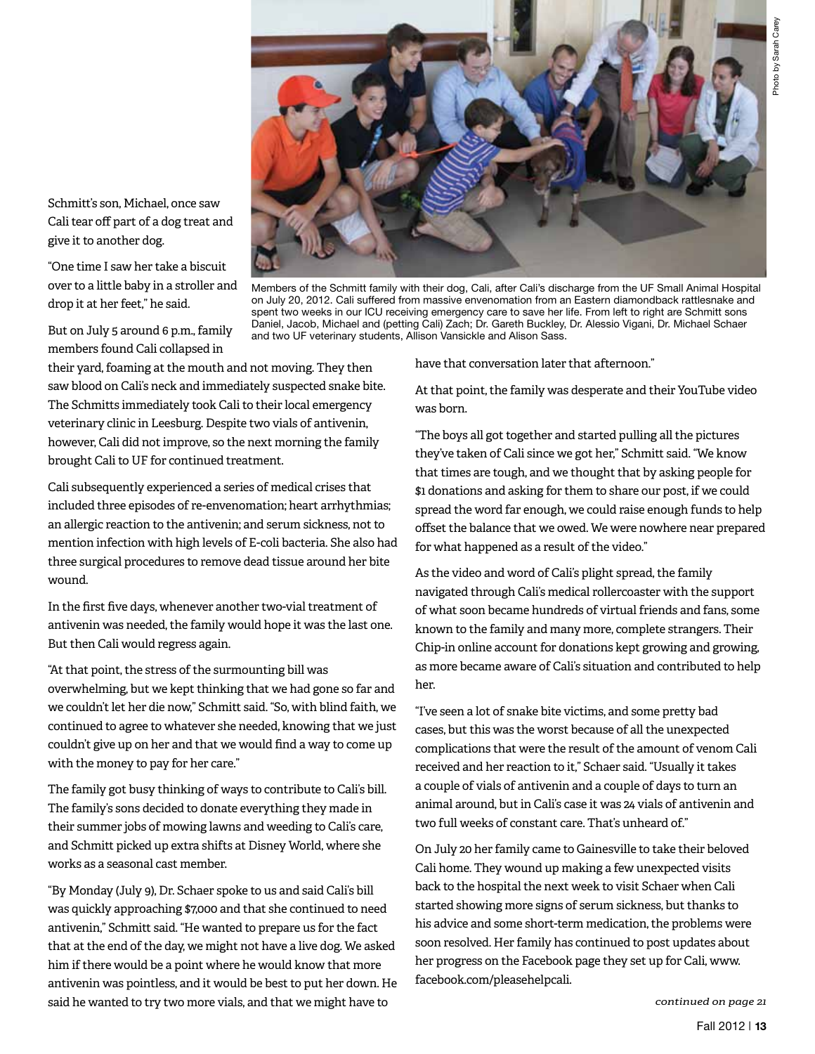Schmitt's son, Michael, once saw Cali tear off part of a dog treat and give it to another dog.

"One time I saw her take a biscuit over to a little baby in a stroller and drop it at her feet," he said.

Members of the Schmitt family with their dog, Cali, after Cali's discharge from the UF Small Animal Hospital on July 20, 2012. Cali suffered from massive envenomation from an Eastern diamondback rattlesnake and spent two weeks in our ICU receiving emergency care to save her life. From left to right are Schmitt sons Daniel, Jacob, Michael and (petting Cali) Zach; Dr. Gareth Buckley, Dr. Alessio Vigani, Dr. Michael Schaer and two UF veterinary students, Allison Vansickle and Alison Sass.

Photo by Sarah Carey

But on July 5 around 6 p.m., family members found Cali collapsed in their yard, foaming at the mouth and not moving. They then saw blood on Cali's neck and immediately suspected snake bite. The Schmitts immediately took Cali to their local emergency veterinary clinic in Leesburg. Despite two vials of antivenin, however, Cali did not improve, so the next morning the family brought Cali to UF for continued treatment.

Cali subsequently experienced a series of medical crises that included three episodes of re-envenomation; heart arrhythmias; an allergic reaction to the antivenin; and serum sickness, not to mention infection with high levels of E-coli bacteria. She also had three surgical procedures to remove dead tissue around her bite wound.

In the first five days, whenever another two-vial treatment of antivenin was needed, the family would hope it was the last one. But then Cali would regress again.

"At that point, the stress of the surmounting bill was overwhelming, but we kept thinking that we had gone so far and we couldn't let her die now," Schmitt said. "So, with blind faith, we continued to agree to whatever she needed, knowing that we just couldn't give up on her and that we would find a way to come up with the money to pay for her care."

The family got busy thinking of ways to contribute to Cali's bill. The family's sons decided to donate everything they made in their summer jobs of mowing lawns and weeding to Cali's care, and Schmitt picked up extra shifts at Disney World, where she works as a seasonal cast member.

"By Monday (July 9), Dr. Schaer spoke to us and said Cali's bill was quickly approaching $7,000 and that she continued to need antivenin," Schmitt said. "He wanted to prepare us for the fact that at the end of the day, we might not have a live dog. We asked him if there would be a point where he would know that more antivenin was pointless, and it would be best to put her down. He said he wanted to try two more vials, and that we might have to have that conversation later that afternoon."

At that point, the family was desperate and their YouTube video was born.

"The boys all got together and started pulling all the pictures they've taken of Cali since we got her," Schmitt said. "We know that times are tough, and we thought that by asking people for $1 donations and asking for them to share our post, if we could spread the word far enough, we could raise enough funds to help offset the balance that we owed. We were nowhere near prepared for what happened as a result of the video."

As the video and word of Cali's plight spread, the family navigated through Cali's medical rollercoaster with the support of what soon became hundreds of virtual friends and fans, some known to the family and many more, complete strangers. Their Chip-in online account for donations kept growing and growing, as more became aware of Cali's situation and contributed to help her.

"I've seen a lot of snake bite victims, and some pretty bad cases, but this was the worst because of all the unexpected complications that were the result of the amount of venom Cali received and her reaction to it," Schaer said. "Usually it takes a couple of vials of antivenin and a couple of days to turn an animal around, but in Cali's case it was 24 vials of antivenin and two full weeks of constant care. That's unheard of."

On July 20 her family came to Gainesville to take their beloved Cali home. They wound up making a few unexpected visits back to the hospital the next week to visit Schaer when Cali started showing more signs of serum sickness, but thanks to his advice and some short-term medication, the problems were soon resolved. Her family has continued to post updates about her progress on the Facebook page they set up for Cali, www.facebook.com/pleasehelpcali.

*continued on page 21*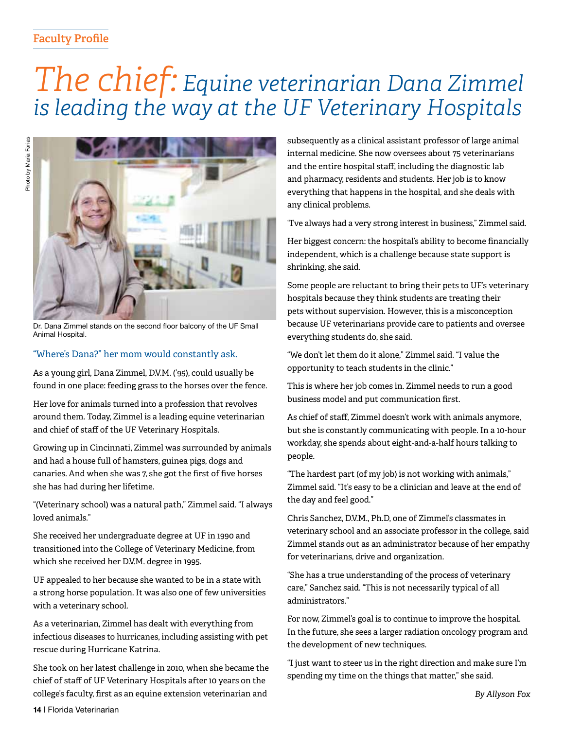Faculty Profile

# *The chief: Equine veterinarian Dana Zimmel is leading the way at the UF Veterinary Hospitals*

Photo by Maria Farias

Dr. Dana Zimmel stands on the second floor balcony of the UF Small Animal Hospital.

"Where's Dana?" her mom would constantly ask.

As a young girl, Dana Zimmel, D.V.M. ('95), could usually be found in one place: feeding grass to the horses over the fence.

Her love for animals turned into a profession that revolves around them. Today, Zimmel is a leading equine veterinarian and chief of staff of the UF Veterinary Hospitals.

Growing up in Cincinnati, Zimmel was surrounded by animals and had a house full of hamsters, guinea pigs, dogs and canaries. And when she was 7, she got the first of five horses she has had during her lifetime.

"(Veterinary school) was a natural path," Zimmel said. "I always loved animals."

She received her undergraduate degree at UF in 1990 and transitioned into the College of Veterinary Medicine, from which she received her D.V.M. degree in 1995.

UF appealed to her because she wanted to be in a state with a strong horse population. It was also one of few universities with a veterinary school.

As a veterinarian, Zimmel has dealt with everything from infectious diseases to hurricanes, including assisting with pet rescue during Hurricane Katrina.

She took on her latest challenge in 2010, when she became the chief of staff of UF Veterinary Hospitals after 10 years on the college's faculty, first as an equine extension veterinarian and subsequently as a clinical assistant professor of large animal internal medicine. She now oversees about 75 veterinarians and the entire hospital staff, including the diagnostic lab and pharmacy, residents and students. Her job is to know everything that happens in the hospital, and she deals with any clinical problems.

"I've always had a very strong interest in business," Zimmel said.

Her biggest concern: the hospital's ability to become financially independent, which is a challenge because state support is shrinking, she said.

Some people are reluctant to bring their pets to UF's veterinary hospitals because they think students are treating their pets without supervision. However, this is a misconception because UF veterinarians provide care to patients and oversee everything students do, she said.

"We don't let them do it alone," Zimmel said. "I value the opportunity to teach students in the clinic."

This is where her job comes in. Zimmel needs to run a good business model and put communication first.

As chief of staff, Zimmel doesn't work with animals anymore, but she is constantly communicating with people. In a 10-hour workday, she spends about eight-and-a-half hours talking to people.

"The hardest part (of my job) is not working with animals," Zimmel said. "It's easy to be a clinician and leave at the end of the day and feel good."

Chris Sanchez, D.V.M., Ph.D, one of Zimmel's classmates in veterinary school and an associate professor in the college, said Zimmel stands out as an administrator because of her empathy for veterinarians, drive and organization.

"She has a true understanding of the process of veterinary care," Sanchez said. "This is not necessarily typical of all administrators."

For now, Zimmel's goal is to continue to improve the hospital. In the future, she sees a larger radiation oncology program and the development of new techniques.

"I just want to steer us in the right direction and make sure I'm spending my time on the things that matter," she said.

*By Allyson Fox*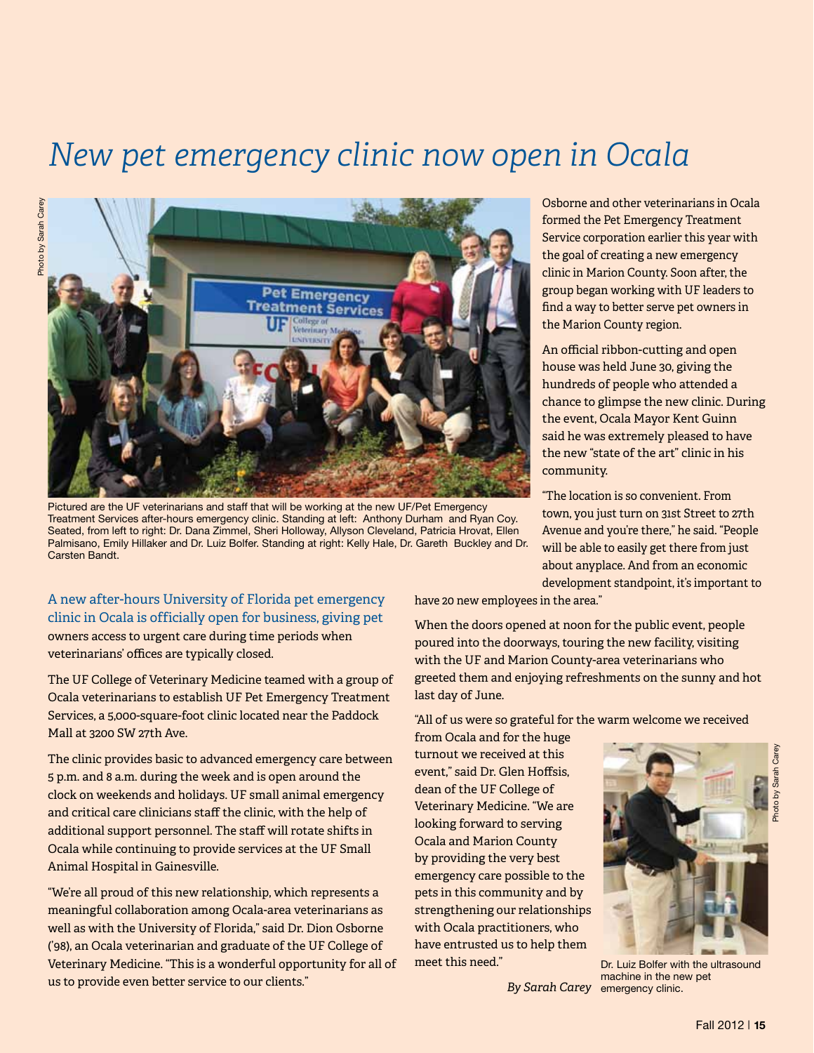# New pet emergency clinic now open in Ocala

Photo by Sarah Carey

Pictured are the UF veterinarians and staff that will be working at the new UF/Pet Emergency Treatment Services after-hours emergency clinic. Standing at left: Anthony Durham and Ryan Coy. Seated, from left to right: Dr. Dana Zimmel, Sheri Holloway, Allyson Cleveland, Patricia Hrovat, Ellen Palmisano, Emily Hillaker and Dr. Luiz Bolfer. Standing at right: Kelly Hale, Dr. Gareth Buckley and Dr. Carsten Bandt.

A new after-hours University of Florida pet emergency clinic in Ocala is officially open for business, giving pet owners access to urgent care during time periods when veterinarians' offices are typically closed.

The UF College of Veterinary Medicine teamed with a group of Ocala veterinarians to establish UF Pet Emergency Treatment Services, a 5,000-square-foot clinic located near the Paddock Mall at 3200 SW 27th Ave.

The clinic provides basic to advanced emergency care between 5 p.m. and 8 a.m. during the week and is open around the clock on weekends and holidays. UF small animal emergency and critical care clinicians staff the clinic, with the help of additional support personnel. The staff will rotate shifts in Ocala while continuing to provide services at the UF Small Animal Hospital in Gainesville.

"We're all proud of this new relationship, which represents a meaningful collaboration among Ocala-area veterinarians as well as with the University of Florida," said Dr. Dion Osborne ('98), an Ocala veterinarian and graduate of the UF College of Veterinary Medicine. "This is a wonderful opportunity for all of us to provide even better service to our clients."

Osborne and other veterinarians in Ocala formed the Pet Emergency Treatment Service corporation earlier this year with the goal of creating a new emergency clinic in Marion County. Soon after, the group began working with UF leaders to find a way to better serve pet owners in the Marion County region.

An official ribbon-cutting and open house was held June 30, giving the hundreds of people who attended a chance to glimpse the new clinic. During the event, Ocala Mayor Kent Guinn said he was extremely pleased to have the new "state of the art" clinic in his community.

"The location is so convenient. From town, you just turn on 31st Street to 27th Avenue and you're there," he said. "People will be able to easily get there from just about anyplace. And from an economic development standpoint, it's important to have 20 new employees in the area."

When the doors opened at noon for the public event, people poured into the doorways, touring the new facility, visiting with the UF and Marion County-area veterinarians who greeted them and enjoying refreshments on the sunny and hot last day of June.

"All of us were so grateful for the warm welcome we received from Ocala and for the huge turnout we received at this event," said Dr. Glen Hoffsis, dean of the UF College of Veterinary Medicine. "We are looking forward to serving Ocala and Marion County by providing the very best emergency care possible to the pets in this community and by strengthening our relationships with Ocala practitioners, who have entrusted us to help them meet this need."

*By Sarah Carey*

Photo by Sarah Carey

Dr. Luiz Bolfer with the ultrasound machine in the new pet emergency clinic.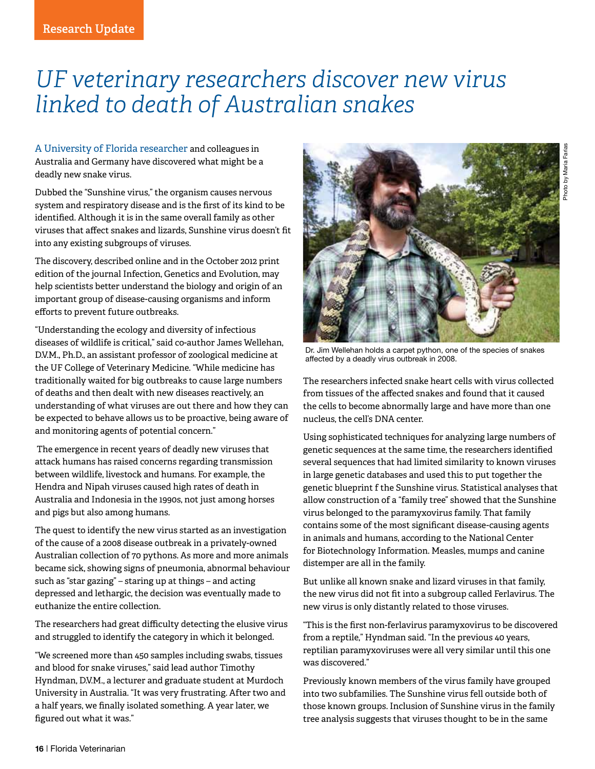Research Update

# *UF veterinary researchers discover new virus linked to death of Australian snakes*

A University of Florida researcher and colleagues in Australia and Germany have discovered what might be a deadly new snake virus.

Dubbed the "Sunshine virus," the organism causes nervous system and respiratory disease and is the first of its kind to be identified. Although it is in the same overall family as other viruses that affect snakes and lizards, Sunshine virus doesn't fit into any existing subgroups of viruses.

The discovery, described online and in the October 2012 print edition of the journal Infection, Genetics and Evolution, may help scientists better understand the biology and origin of an important group of disease-causing organisms and inform efforts to prevent future outbreaks.

"Understanding the ecology and diversity of infectious diseases of wildlife is critical," said co-author James Wellehan, D.V.M., Ph.D., an assistant professor of zoological medicine at the UF College of Veterinary Medicine. "While medicine has traditionally waited for big outbreaks to cause large numbers of deaths and then dealt with new diseases reactively, an understanding of what viruses are out there and how they can be expected to behave allows us to be proactive, being aware of and monitoring agents of potential concern."

The emergence in recent years of deadly new viruses that attack humans has raised concerns regarding transmission between wildlife, livestock and humans. For example, the Hendra and Nipah viruses caused high rates of death in Australia and Indonesia in the 1990s, not just among horses and pigs but also among humans.

The quest to identify the new virus started as an investigation of the cause of a 2008 disease outbreak in a privately-owned Australian collection of 70 pythons. As more and more animals became sick, showing signs of pneumonia, abnormal behaviour such as "star gazing" – staring up at things – and acting depressed and lethargic, the decision was eventually made to euthanize the entire collection.

The researchers had great difficulty detecting the elusive virus and struggled to identify the category in which it belonged.

"We screened more than 450 samples including swabs, tissues and blood for snake viruses," said lead author Timothy Hyndman, D.V.M., a lecturer and graduate student at Murdoch University in Australia. "It was very frustrating. After two and a half years, we finally isolated something. A year later, we figured out what it was."

Photo by Maria Farias

Dr. Jim Wellehan holds a carpet python, one of the species of snakes affected by a deadly virus outbreak in 2008.

The researchers infected snake heart cells with virus collected from tissues of the affected snakes and found that it caused the cells to become abnormally large and have more than one nucleus, the cell's DNA center.

Using sophisticated techniques for analyzing large numbers of genetic sequences at the same time, the researchers identified several sequences that had limited similarity to known viruses in large genetic databases and used this to put together the genetic blueprint f the Sunshine virus. Statistical analyses that allow construction of a "family tree" showed that the Sunshine virus belonged to the paramyxovirus family. That family contains some of the most significant disease-causing agents in animals and humans, according to the National Center for Biotechnology Information. Measles, mumps and canine distemper are all in the family.

But unlike all known snake and lizard viruses in that family, the new virus did not fit into a subgroup called Ferlavirus. The new virus is only distantly related to those viruses.

"This is the first non-ferlavirus paramyxovirus to be discovered from a reptile," Hyndman said. "In the previous 40 years, reptilian paramyxoviruses were all very similar until this one was discovered."

Previously known members of the virus family have grouped into two subfamilies. The Sunshine virus fell outside both of those known groups. Inclusion of Sunshine virus in the family tree analysis suggests that viruses thought to be in the same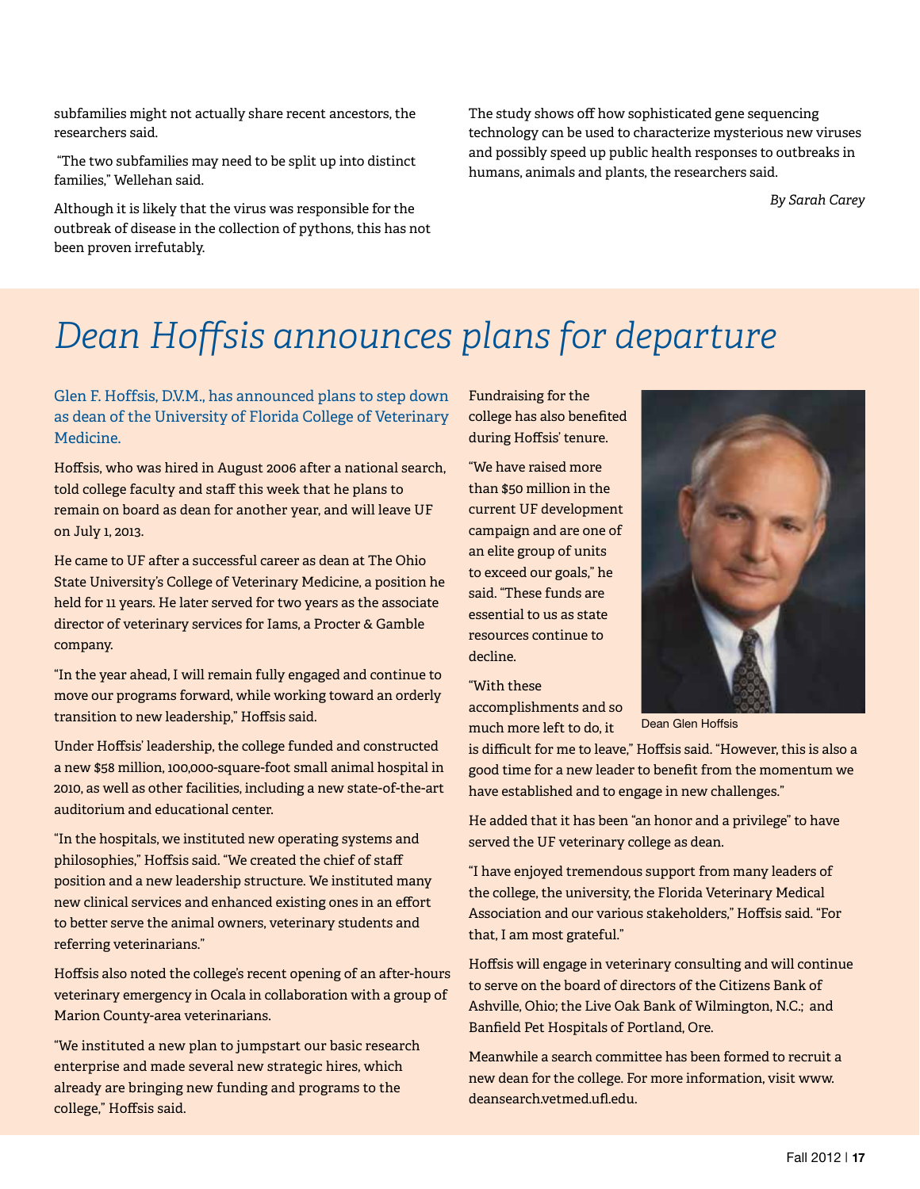subfamilies might not actually share recent ancestors, the researchers said.

"The two subfamilies may need to be split up into distinct families," Wellehan said.

Although it is likely that the virus was responsible for the outbreak of disease in the collection of pythons, this has not been proven irrefutably.

The study shows off how sophisticated gene sequencing technology can be used to characterize mysterious new viruses and possibly speed up public health responses to outbreaks in humans, animals and plants, the researchers said.

*By Sarah Carey*

# *Dean Hoffsis announces plans for departure*

Glen F. Hoffsis, D.V.M., has announced plans to step down as dean of the University of Florida College of Veterinary Medicine.

Hoffsis, who was hired in August 2006 after a national search, told college faculty and staff this week that he plans to remain on board as dean for another year, and will leave UF on July 1, 2013.

He came to UF after a successful career as dean at The Ohio State University's College of Veterinary Medicine, a position he held for 11 years. He later served for two years as the associate director of veterinary services for Iams, a Procter & Gamble company.

"In the year ahead, I will remain fully engaged and continue to move our programs forward, while working toward an orderly transition to new leadership," Hoffsis said.

Under Hoffsis' leadership, the college funded and constructed a new $58 million, 100,000-square-foot small animal hospital in 2010, as well as other facilities, including a new state-of-the-art auditorium and educational center.

"In the hospitals, we instituted new operating systems and philosophies," Hoffsis said. "We created the chief of staff position and a new leadership structure. We instituted many new clinical services and enhanced existing ones in an effort to better serve the animal owners, veterinary students and referring veterinarians."

Hoffsis also noted the college's recent opening of an after-hours veterinary emergency in Ocala in collaboration with a group of Marion County-area veterinarians.

"We instituted a new plan to jumpstart our basic research enterprise and made several new strategic hires, which already are bringing new funding and programs to the college," Hoffsis said.

Fundraising for the college has also benefited during Hoffsis' tenure.

"We have raised more than $50 million in the current UF development campaign and are one of an elite group of units to exceed our goals," he said. "These funds are essential to us as state resources continue to decline.

Dean Glen Hoffsis

"With these accomplishments and so much more left to do, it is difficult for me to leave," Hoffsis said. "However, this is also a good time for a new leader to benefit from the momentum we have established and to engage in new challenges."

He added that it has been "an honor and a privilege" to have served the UF veterinary college as dean.

"I have enjoyed tremendous support from many leaders of the college, the university, the Florida Veterinary Medical Association and our various stakeholders," Hoffsis said. "For that, I am most grateful."

Hoffsis will engage in veterinary consulting and will continue to serve on the board of directors of the Citizens Bank of Ashville, Ohio; the Live Oak Bank of Wilmington, N.C.; and Banfield Pet Hospitals of Portland, Ore.

Meanwhile a search committee has been formed to recruit a new dean for the college. For more information, visit www.deansearch.vetmed.ufl.edu.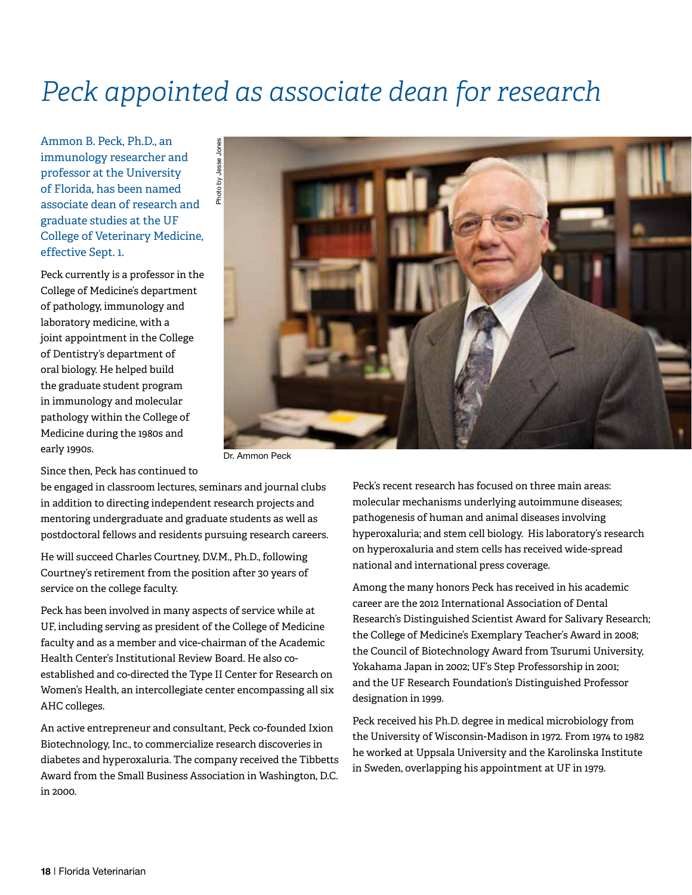# *Peck appointed as associate dean for research*

Ammon B. Peck, Ph.D., an immunology researcher and professor at the University of Florida, has been named associate dean of research and graduate studies at the UF College of Veterinary Medicine, effective Sept. 1.

Peck currently is a professor in the College of Medicine's department of pathology, immunology and laboratory medicine, with a joint appointment in the College of Dentistry's department of oral biology. He helped build the graduate student program in immunology and molecular pathology within the College of Medicine during the 1980s and early 1990s.

Photo by Jesse Jones

Dr. Ammon Peck

Since then, Peck has continued to be engaged in classroom lectures, seminars and journal clubs in addition to directing independent research projects and mentoring undergraduate and graduate students as well as postdoctoral fellows and residents pursuing research careers.

He will succeed Charles Courtney, D.V.M., Ph.D., following Courtney's retirement from the position after 30 years of service on the college faculty.

Peck has been involved in many aspects of service while at UF, including serving as president of the College of Medicine faculty and as a member and vice-chairman of the Academic Health Center's Institutional Review Board. He also co-established and co-directed the Type II Center for Research on Women's Health, an intercollegiate center encompassing all six AHC colleges.

An active entrepreneur and consultant, Peck co-founded Ixion Biotechnology, Inc., to commercialize research discoveries in diabetes and hyperoxaluria. The company received the Tibbetts Award from the Small Business Association in Washington, D.C. in 2000.

Peck's recent research has focused on three main areas: molecular mechanisms underlying autoimmune diseases; pathogenesis of human and animal diseases involving hyperoxaluria; and stem cell biology. His laboratory's research on hyperoxaluria and stem cells has received wide-spread national and international press coverage.

Among the many honors Peck has received in his academic career are the 2012 International Association of Dental Research's Distinguished Scientist Award for Salivary Research; the College of Medicine's Exemplary Teacher's Award in 2008; the Council of Biotechnology Award from Tsurumi University, Yokahama Japan in 2002; UF's Step Professorship in 2001; and the UF Research Foundation's Distinguished Professor designation in 1999.

Peck received his Ph.D. degree in medical microbiology from the University of Wisconsin-Madison in 1972. From 1974 to 1982 he worked at Uppsala University and the Karolinska Institute in Sweden, overlapping his appointment at UF in 1979.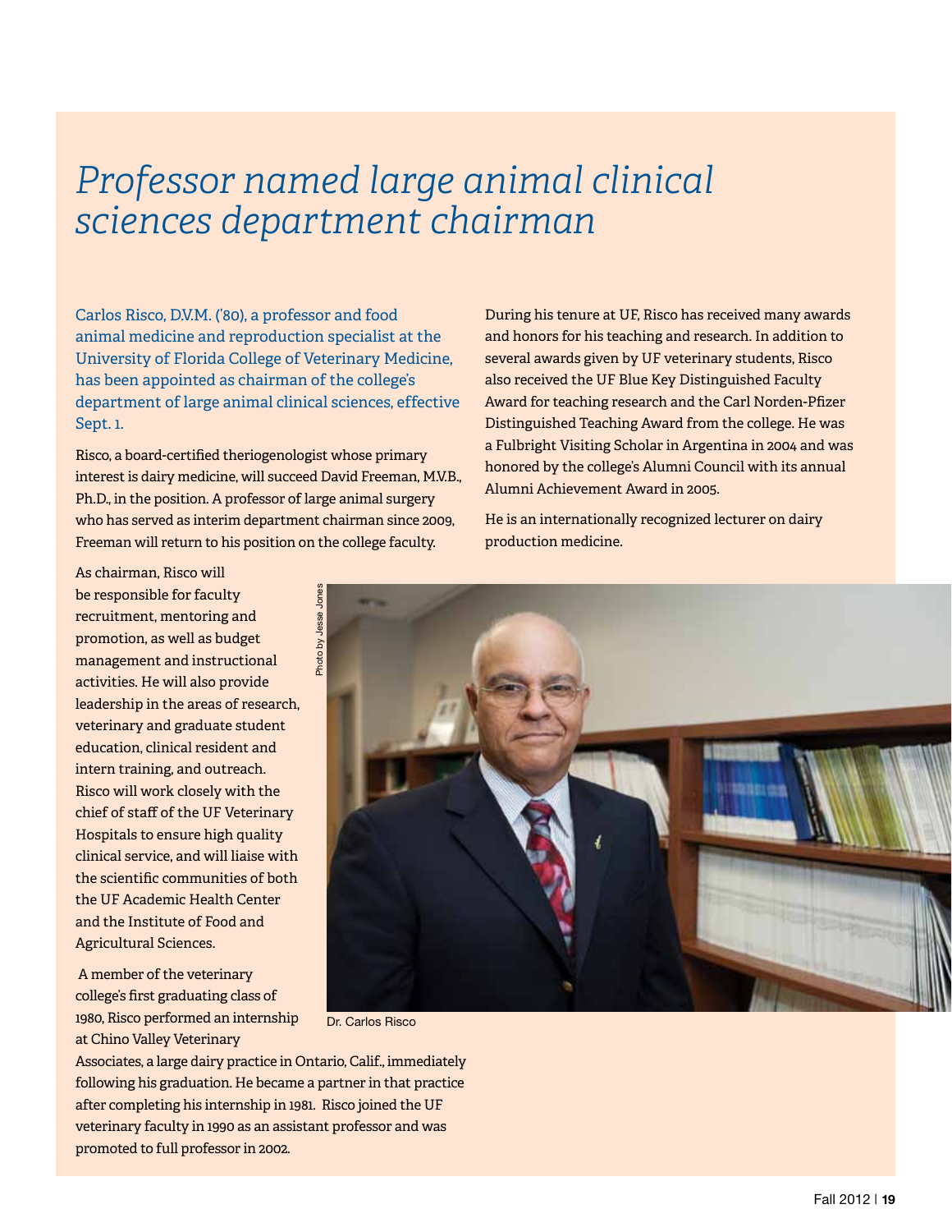# Professor named large animal clinical sciences department chairman

Carlos Risco, D.V.M. ('80), a professor and food animal medicine and reproduction specialist at the University of Florida College of Veterinary Medicine, has been appointed as chairman of the college's department of large animal clinical sciences, effective Sept. 1.

Risco, a board-certified theriogenologist whose primary interest is dairy medicine, will succeed David Freeman, M.V.B., Ph.D., in the position. A professor of large animal surgery who has served as interim department chairman since 2009, Freeman will return to his position on the college faculty.

As chairman, Risco will be responsible for faculty recruitment, mentoring and promotion, as well as budget management and instructional activities. He will also provide leadership in the areas of research, veterinary and graduate student education, clinical resident and intern training, and outreach. Risco will work closely with the chief of staff of the UF Veterinary Hospitals to ensure high quality clinical service, and will liaise with the scientific communities of both the UF Academic Health Center and the Institute of Food and Agricultural Sciences.

A member of the veterinary college's first graduating class of 1980, Risco performed an internship at Chino Valley Veterinary Associates, a large dairy practice in Ontario, Calif., immediately following his graduation. He became a partner in that practice after completing his internship in 1981. Risco joined the UF veterinary faculty in 1990 as an assistant professor and was promoted to full professor in 2002.

Photo by Jesse Jones

Dr. Carlos Risco

During his tenure at UF, Risco has received many awards and honors for his teaching and research. In addition to several awards given by UF veterinary students, Risco also received the UF Blue Key Distinguished Faculty Award for teaching research and the Carl Norden-Pfizer Distinguished Teaching Award from the college. He was a Fulbright Visiting Scholar in Argentina in 2004 and was honored by the college's Alumni Council with its annual Alumni Achievement Award in 2005.

He is an internationally recognized lecturer on dairy production medicine.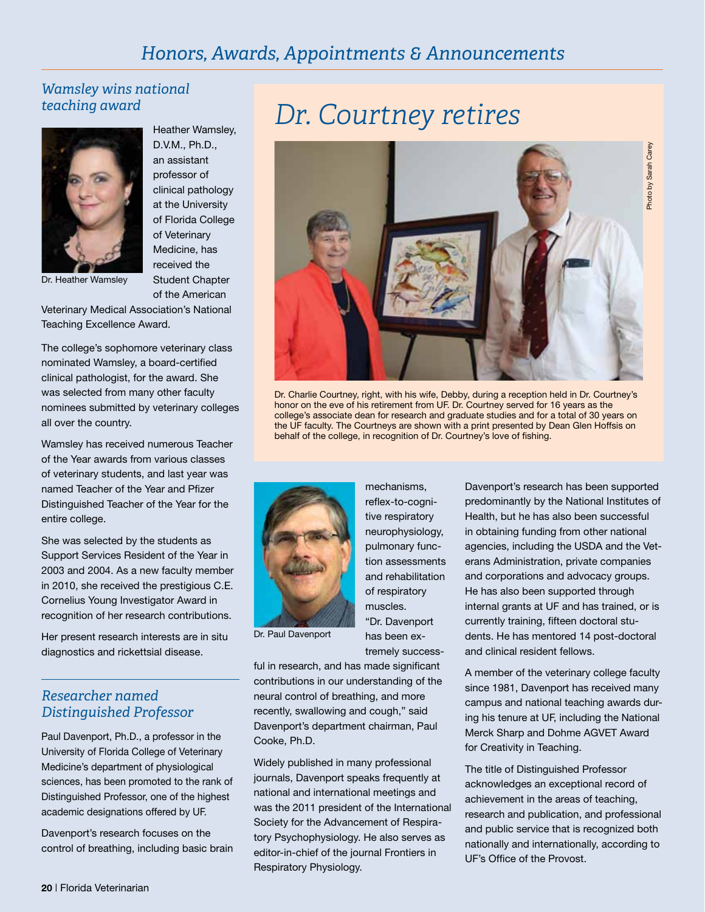# Honors, Awards, Appointments & Announcements

## *Wamsley wins national teaching award*

Dr. Heather Wamsley

Heather Wamsley, D.V.M., Ph.D., an assistant professor of clinical pathology at the University of Florida College of Veterinary Medicine, has received the Student Chapter of the American Veterinary Medical Association's National Teaching Excellence Award.

The college's sophomore veterinary class nominated Wamsley, a board-certified clinical pathologist, for the award. She was selected from many other faculty nominees submitted by veterinary colleges all over the country.

Wamsley has received numerous Teacher of the Year awards from various classes of veterinary students, and last year was named Teacher of the Year and Pfizer Distinguished Teacher of the Year for the entire college.

She was selected by the students as Support Services Resident of the Year in 2003 and 2004. As a new faculty member in 2010, she received the prestigious C.E. Cornelius Young Investigator Award in recognition of her research contributions.

Her present research interests are in situ diagnostics and rickettsial disease.

## *Dr. Courtney retires*

Photo by Sarah Carey

Dr. Charlie Courtney, right, with his wife, Debby, during a reception held in Dr. Courtney's honor on the eve of his retirement from UF. Dr. Courtney served for 16 years as the college's associate dean for research and graduate studies and for a total of 30 years on the UF faculty. The Courtneys are shown with a print presented by Dean Glen Hoffsis on behalf of the college, in recognition of Dr. Courtney's love of fishing.

## *Researcher named Distinguished Professor*

Dr. Paul Davenport

Paul Davenport, Ph.D., a professor in the University of Florida College of Veterinary Medicine's department of physiological sciences, has been promoted to the rank of Distinguished Professor, one of the highest academic designations offered by UF.

Davenport's research focuses on the control of breathing, including basic brain mechanisms, reflex-to-cognitive respiratory neurophysiology, pulmonary function assessments and rehabilitation of respiratory muscles.

"Dr. Davenport has been extremely successful in research, and has made significant contributions in our understanding of the neural control of breathing, and more recently, swallowing and cough," said Davenport's department chairman, Paul Cooke, Ph.D.

Widely published in many professional journals, Davenport speaks frequently at national and international meetings and was the 2011 president of the International Society for the Advancement of Respiratory Psychophysiology. He also serves as editor-in-chief of the journal Frontiers in Respiratory Physiology.

Davenport's research has been supported predominantly by the National Institutes of Health, but he has also been successful in obtaining funding from other national agencies, including the USDA and the Veterans Administration, private companies and corporations and advocacy groups. He has also been supported through internal grants at UF and has trained, or is currently training, fifteen doctoral students. He has mentored 14 post-doctoral and clinical resident fellows.

A member of the veterinary college faculty since 1981, Davenport has received many campus and national teaching awards during his tenure at UF, including the National Merck Sharp and Dohme AGVET Award for Creativity in Teaching.

The title of Distinguished Professor acknowledges an exceptional record of achievement in the areas of teaching, research and publication, and professional and public service that is recognized both nationally and internationally, according to UF's Office of the Provost.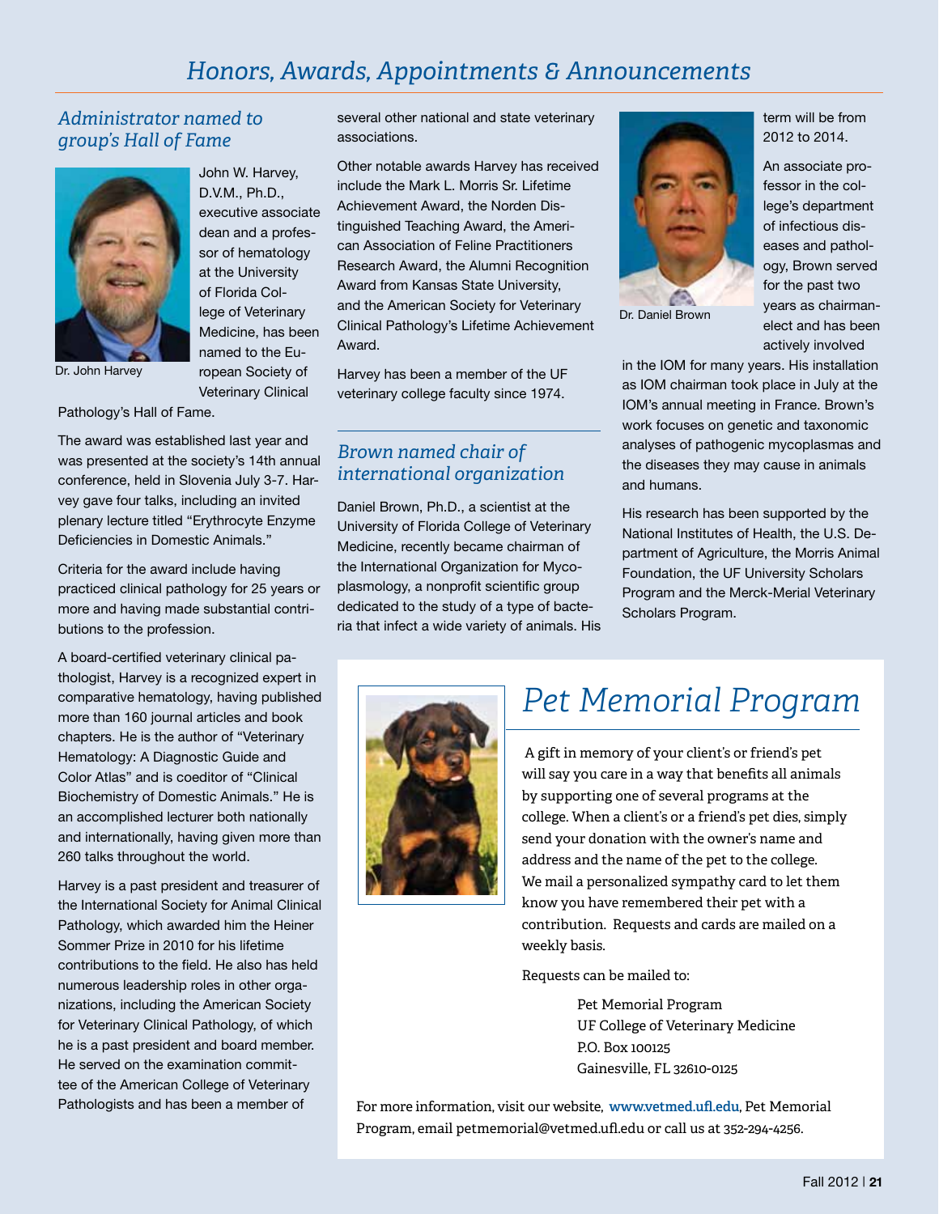# Honors, Awards, Appointments & Announcements

## Administrator named to group's Hall of Fame

Dr. John Harvey

John W. Harvey, D.V.M., Ph.D., executive associate dean and a professor of hematology at the University of Florida College of Veterinary Medicine, has been named to the European Society of Veterinary Clinical Pathology's Hall of Fame.

The award was established last year and was presented at the society's 14th annual conference, held in Slovenia July 3-7. Harvey gave four talks, including an invited plenary lecture titled "Erythrocyte Enzyme Deficiencies in Domestic Animals."

Criteria for the award include having practiced clinical pathology for 25 years or more and having made substantial contributions to the profession.

A board-certified veterinary clinical pathologist, Harvey is a recognized expert in comparative hematology, having published more than 160 journal articles and book chapters. He is the author of "Veterinary Hematology: A Diagnostic Guide and Color Atlas" and is coeditor of "Clinical Biochemistry of Domestic Animals." He is an accomplished lecturer both nationally and internationally, having given more than 260 talks throughout the world.

Harvey is a past president and treasurer of the International Society for Animal Clinical Pathology, which awarded him the Heiner Sommer Prize in 2010 for his lifetime contributions to the field. He also has held numerous leadership roles in other organizations, including the American Society for Veterinary Clinical Pathology, of which he is a past president and board member. He served on the examination committee of the American College of Veterinary Pathologists and has been a member of several other national and state veterinary associations.

Other notable awards Harvey has received include the Mark L. Morris Sr. Lifetime Achievement Award, the Norden Distinguished Teaching Award, the American Association of Feline Practitioners Research Award, the Alumni Recognition Award from Kansas State University, and the American Society for Veterinary Clinical Pathology's Lifetime Achievement Award.

Harvey has been a member of the UF veterinary college faculty since 1974.

## Brown named chair of international organization

Daniel Brown, Ph.D., a scientist at the University of Florida College of Veterinary Medicine, recently became chairman of the International Organization for Mycoplasmology, a nonprofit scientific group dedicated to the study of a type of bacteria that infect a wide variety of animals. His term will be from 2012 to 2014.

Dr. Daniel Brown

An associate professor in the college's department of infectious diseases and pathology, Brown served for the past two years as chairman-elect and has been actively involved in the IOM for many years. His installation as IOM chairman took place in July at the IOM's annual meeting in France. Brown's work focuses on genetic and taxonomic analyses of pathogenic mycoplasmas and the diseases they may cause in animals and humans.

His research has been supported by the National Institutes of Health, the U.S. Department of Agriculture, the Morris Animal Foundation, the UF University Scholars Program and the Merck-Merial Veterinary Scholars Program.

## Pet Memorial Program

A gift in memory of your client's or friend's pet will say you care in a way that benefits all animals by supporting one of several programs at the college. When a client's or a friend's pet dies, simply send your donation with the owner's name and address and the name of the pet to the college. We mail a personalized sympathy card to let them know you have remembered their pet with a contribution. Requests and cards are mailed on a weekly basis.

Requests can be mailed to:

Pet Memorial Program
UF College of Veterinary Medicine
P.O. Box 100125
Gainesville, FL 32610-0125

For more information, visit our website, **www.vetmed.ufl.edu**, Pet Memorial Program, email petmemorial@vetmed.ufl.edu or call us at 352-294-4256.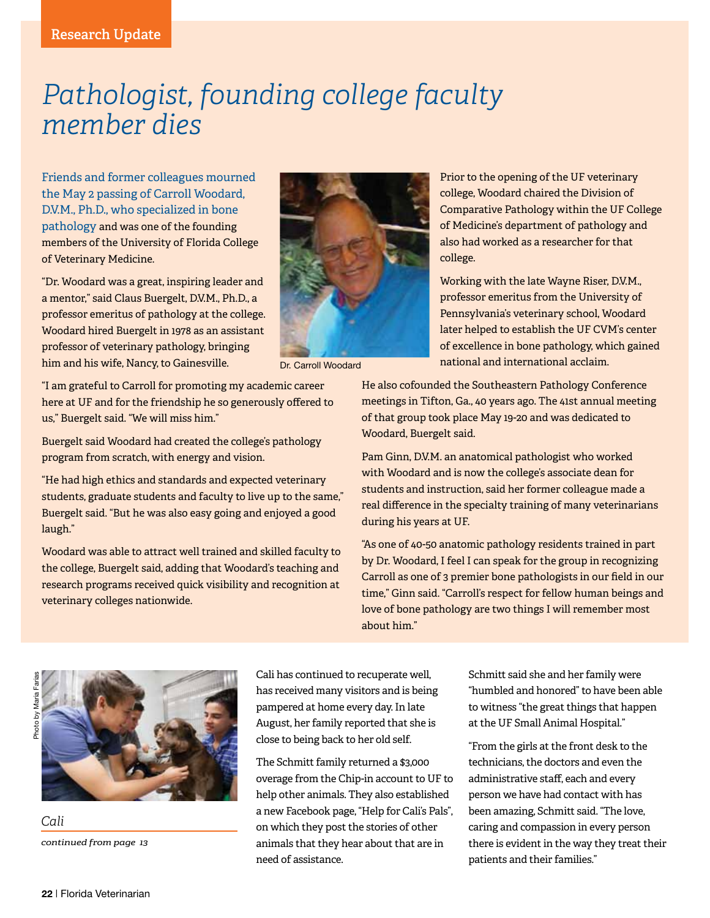Research Update

# Pathologist, founding college faculty member dies

Friends and former colleagues mourned the May 2 passing of Carroll Woodard, D.V.M., Ph.D., who specialized in bone pathology and was one of the founding members of the University of Florida College of Veterinary Medicine.

"Dr. Woodard was a great, inspiring leader and a mentor," said Claus Buergelt, D.V.M., Ph.D., a professor emeritus of pathology at the college. Woodard hired Buergelt in 1978 as an assistant professor of veterinary pathology, bringing him and his wife, Nancy, to Gainesville.

Dr. Carroll Woodard

"I am grateful to Carroll for promoting my academic career here at UF and for the friendship he so generously offered to us," Buergelt said. "We will miss him."

Buergelt said Woodard had created the college's pathology program from scratch, with energy and vision.

"He had high ethics and standards and expected veterinary students, graduate students and faculty to live up to the same," Buergelt said. "But he was also easy going and enjoyed a good laugh."

Woodard was able to attract well trained and skilled faculty to the college, Buergelt said, adding that Woodard's teaching and research programs received quick visibility and recognition at veterinary colleges nationwide.

Prior to the opening of the UF veterinary college, Woodard chaired the Division of Comparative Pathology within the UF College of Medicine's department of pathology and also had worked as a researcher for that college.

Working with the late Wayne Riser, D.V.M., professor emeritus from the University of Pennsylvania's veterinary school, Woodard later helped to establish the UF CVM's center of excellence in bone pathology, which gained national and international acclaim.

He also cofounded the Southeastern Pathology Conference meetings in Tifton, Ga., 40 years ago. The 41st annual meeting of that group took place May 19-20 and was dedicated to Woodard, Buergelt said.

Pam Ginn, D.V.M. an anatomical pathologist who worked with Woodard and is now the college's associate dean for students and instruction, said her former colleague made a real difference in the specialty training of many veterinarians during his years at UF.

"As one of 40-50 anatomic pathology residents trained in part by Dr. Woodard, I feel I can speak for the group in recognizing Carroll as one of 3 premier bone pathologists in our field in our time," Ginn said. "Carroll's respect for fellow human beings and love of bone pathology are two things I will remember most about him."

Photo by Maria Farias

*Cali*

*continued from page 13*

Cali has continued to recuperate well, has received many visitors and is being pampered at home every day. In late August, her family reported that she is close to being back to her old self.

The Schmitt family returned a $3,000 overage from the Chip-in account to UF to help other animals. They also established a new Facebook page, "Help for Cali's Pals", on which they post the stories of other animals that they hear about that are in need of assistance.

Schmitt said she and her family were "humbled and honored" to have been able to witness "the great things that happen at the UF Small Animal Hospital."

"From the girls at the front desk to the technicians, the doctors and even the administrative staff, each and every person we have had contact with has been amazing, Schmitt said. "The love, caring and compassion in every person there is evident in the way they treat their patients and their families."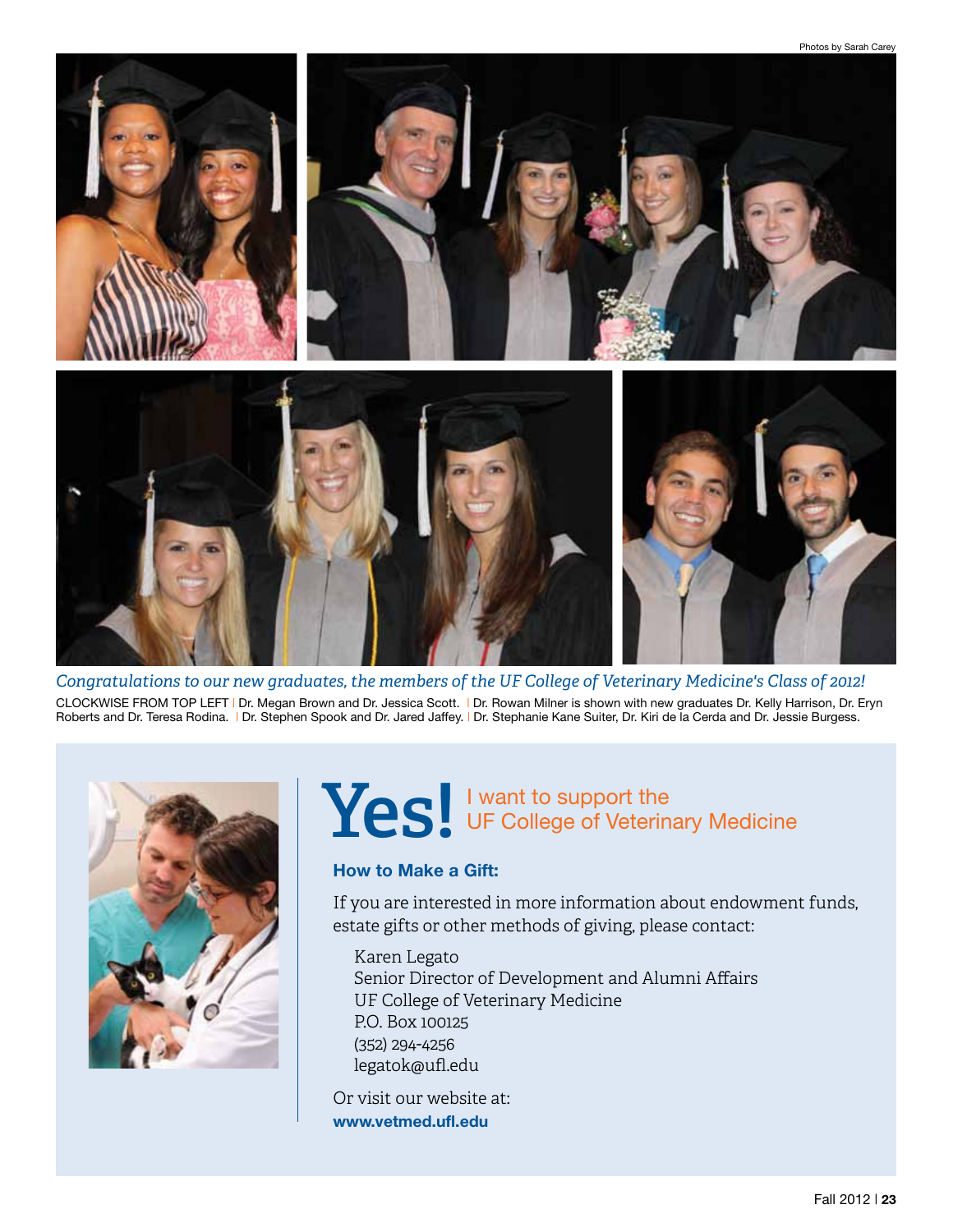Photos by Sarah Carey

*Congratulations to our new graduates, the members of the UF College of Veterinary Medicine's Class of 2012!*

CLOCKWISE FROM TOP LEFT | Dr. Megan Brown and Dr. Jessica Scott. | Dr. Rowan Milner is shown with new graduates Dr. Kelly Harrison, Dr. Eryn Roberts and Dr. Teresa Rodina. | Dr. Stephen Spook and Dr. Jared Jaffey. | Dr. Stephanie Kane Suiter, Dr. Kiri de la Cerda and Dr. Jessie Burgess.

# Yes! I want to support the UF College of Veterinary Medicine

### How to Make a Gift:

If you are interested in more information about endowment funds, estate gifts or other methods of giving, please contact:

Karen Legato
Senior Director of Development and Alumni Affairs
UF College of Veterinary Medicine
P.O. Box 100125
(352) 294-4256
legatok@ufl.edu

Or visit our website at:
**www.vetmed.ufl.edu**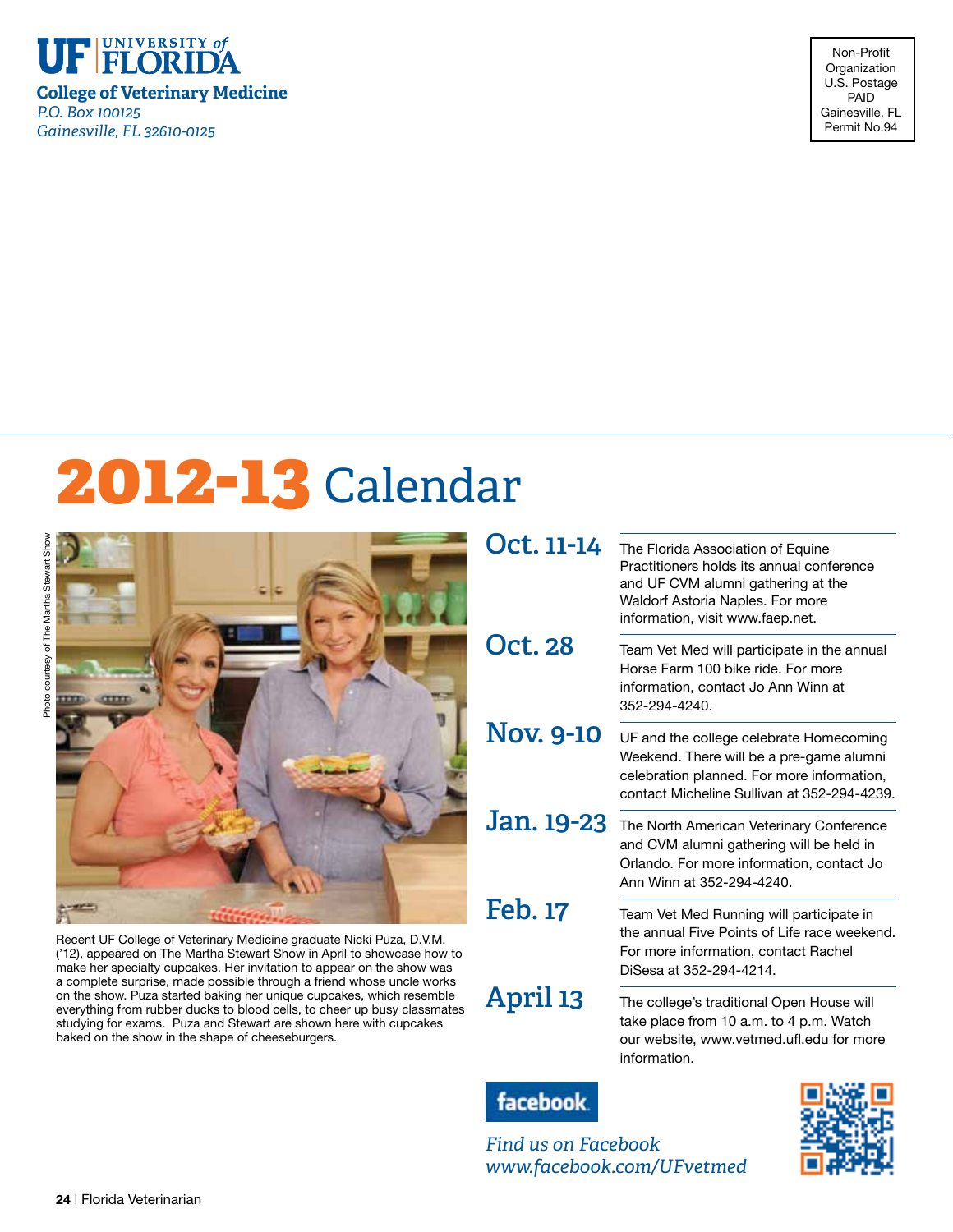UF | UNIVERSITY of FLORIDA

**College of Veterinary Medicine**
*P.O. Box 100125*
*Gainesville, FL 32610-0125*

Non-Profit Organization
U.S. Postage
PAID
Gainesville, FL
Permit No.94

# 2012-13 Calendar

Photo courtesy of The Martha Stewart Show

Recent UF College of Veterinary Medicine graduate Nicki Puza, D.V.M. ('12), appeared on The Martha Stewart Show in April to showcase how to make her specialty cupcakes. Her invitation to appear on the show was a complete surprise, made possible through a friend whose uncle works on the show. Puza started baking her unique cupcakes, which resemble everything from rubber ducks to blood cells, to cheer up busy classmates studying for exams. Puza and Stewart are shown here with cupcakes baked on the show in the shape of cheeseburgers.

**Oct. 11-14**
The Florida Association of Equine Practitioners holds its annual conference and UF CVM alumni gathering at the Waldorf Astoria Naples. For more information, visit www.faep.net.

**Oct. 28**
Team Vet Med will participate in the annual Horse Farm 100 bike ride. For more information, contact Jo Ann Winn at 352-294-4240.

**Nov. 9-10**
UF and the college celebrate Homecoming Weekend. There will be a pre-game alumni celebration planned. For more information, contact Micheline Sullivan at 352-294-4239.

**Jan. 19-23**
The North American Veterinary Conference and CVM alumni gathering will be held in Orlando. For more information, contact Jo Ann Winn at 352-294-4240.

**Feb. 17**
Team Vet Med Running will participate in the annual Five Points of Life race weekend. For more information, contact Rachel DiSesa at 352-294-4214.

**April 13**
The college's traditional Open House will take place from 10 a.m. to 4 p.m. Watch our website, www.vetmed.ufl.edu for more information.

facebook

*Find us on Facebook*
*www.facebook.com/UFvetmed*